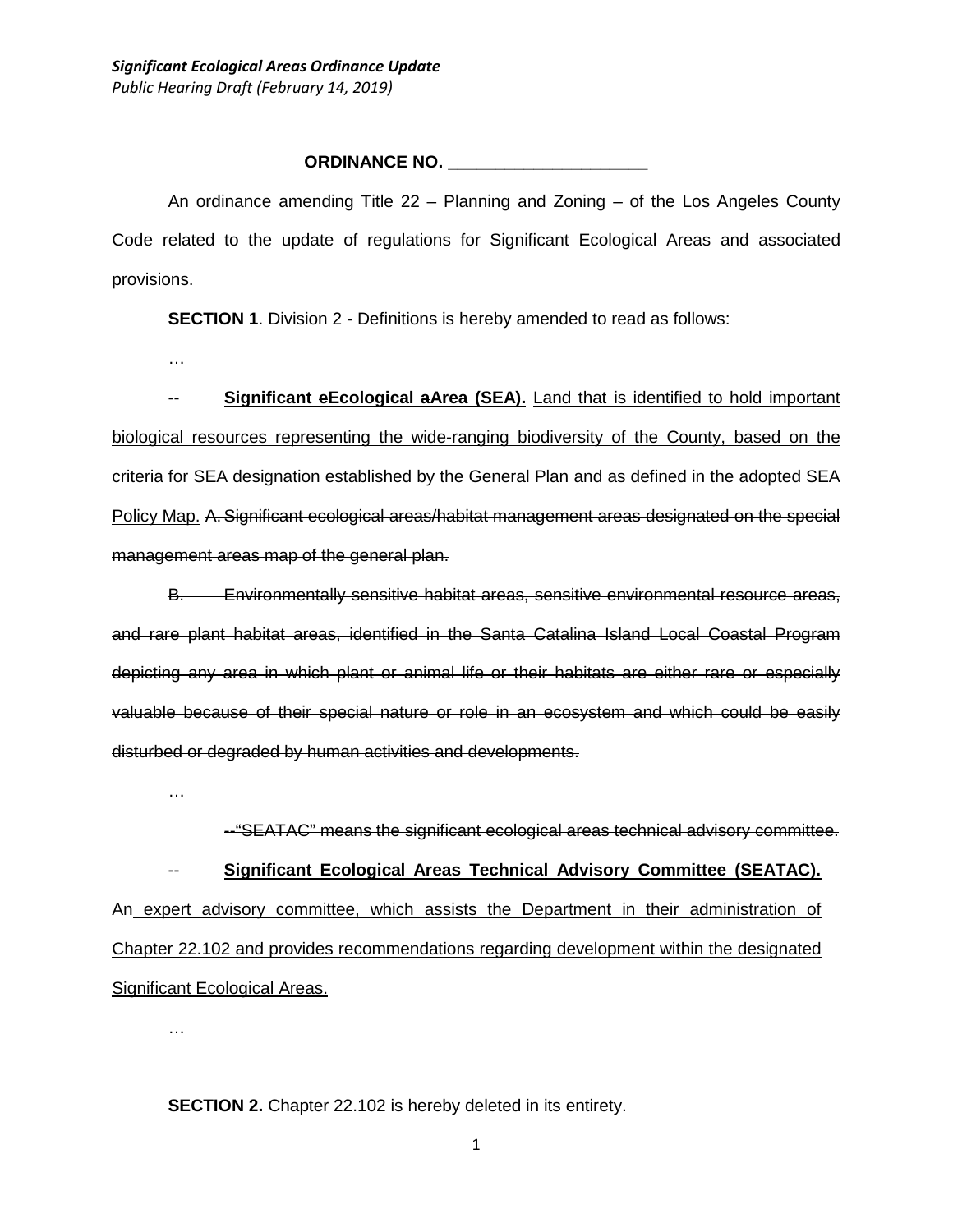**ORDINANCE NO. \_\_\_\_\_\_\_\_\_\_\_\_\_\_\_\_\_\_\_\_\_**

An ordinance amending Title 22 – Planning and Zoning – of the Los Angeles County Code related to the update of regulations for Significant Ecological Areas and associated provisions.

**SECTION 1**. Division 2 - Definitions is hereby amended to read as follows:

…

-- **Significant ~~e~~Ecological ~~a~~Area (SEA).** Land that is identified to hold important biological resources representing the wide-ranging biodiversity of the County, based on the criteria for SEA designation established by the General Plan and as defined in the adopted SEA Policy Map. ~~A. Significant ecological areas/habitat management areas designated on the special management areas map of the general plan.~~

~~B. Environmentally sensitive habitat areas, sensitive environmental resource areas, and rare plant habitat areas, identified in the Santa Catalina Island Local Coastal Program depicting any area in which plant or animal life or their habitats are either rare or especially valuable because of their special nature or role in an ecosystem and which could be easily disturbed or degraded by human activities and developments.~~

…

~~--"SEATAC" means the significant ecological areas technical advisory committee.~~

-- **Significant Ecological Areas Technical Advisory Committee (SEATAC).** An expert advisory committee, which assists the Department in their administration of Chapter 22.102 and provides recommendations regarding development within the designated Significant Ecological Areas.

…

**SECTION 2.** Chapter 22.102 is hereby deleted in its entirety.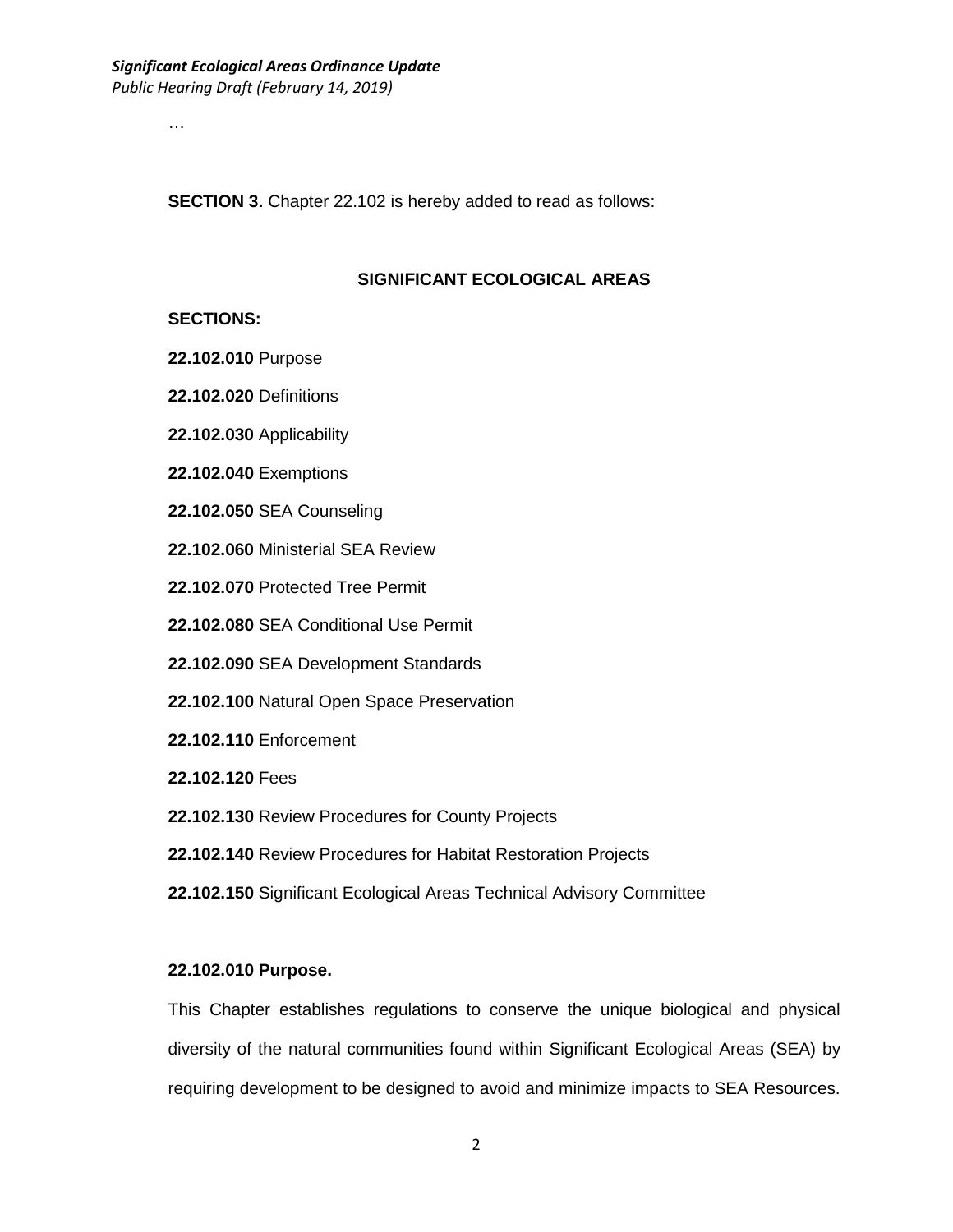…

**SECTION 3.** Chapter 22.102 is hereby added to read as follows:

## SIGNIFICANT ECOLOGICAL AREAS

**SECTIONS:**

**22.102.010** Purpose

**22.102.020** Definitions

**22.102.030** Applicability

**22.102.040** Exemptions

**22.102.050** SEA Counseling

**22.102.060** Ministerial SEA Review

**22.102.070** Protected Tree Permit

**22.102.080** SEA Conditional Use Permit

**22.102.090** SEA Development Standards

**22.102.100** Natural Open Space Preservation

**22.102.110** Enforcement

**22.102.120** Fees

**22.102.130** Review Procedures for County Projects

**22.102.140** Review Procedures for Habitat Restoration Projects

**22.102.150** Significant Ecological Areas Technical Advisory Committee

**22.102.010 Purpose.**

This Chapter establishes regulations to conserve the unique biological and physical diversity of the natural communities found within Significant Ecological Areas (SEA) by requiring development to be designed to avoid and minimize impacts to SEA Resources.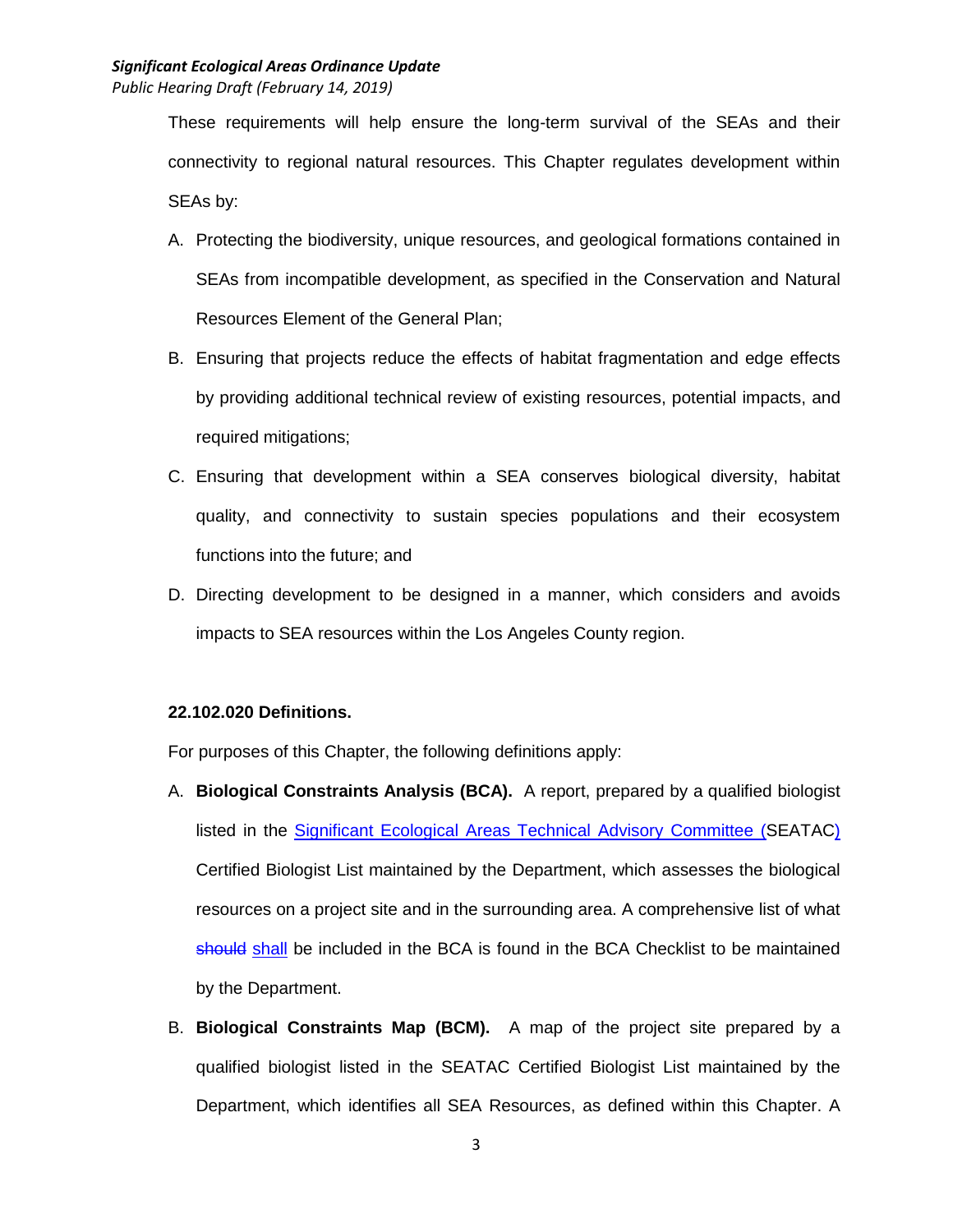These requirements will help ensure the long-term survival of the SEAs and their connectivity to regional natural resources. This Chapter regulates development within SEAs by:

A. Protecting the biodiversity, unique resources, and geological formations contained in SEAs from incompatible development, as specified in the Conservation and Natural Resources Element of the General Plan;

B. Ensuring that projects reduce the effects of habitat fragmentation and edge effects by providing additional technical review of existing resources, potential impacts, and required mitigations;

C. Ensuring that development within a SEA conserves biological diversity, habitat quality, and connectivity to sustain species populations and their ecosystem functions into the future; and

D. Directing development to be designed in a manner, which considers and avoids impacts to SEA resources within the Los Angeles County region.

**22.102.020 Definitions.**

For purposes of this Chapter, the following definitions apply:

A. **Biological Constraints Analysis (BCA).** A report, prepared by a qualified biologist listed in the Significant Ecological Areas Technical Advisory Committee (SEATAC) Certified Biologist List maintained by the Department, which assesses the biological resources on a project site and in the surrounding area. A comprehensive list of what ~~should~~ shall be included in the BCA is found in the BCA Checklist to be maintained by the Department.

B. **Biological Constraints Map (BCM).** A map of the project site prepared by a qualified biologist listed in the SEATAC Certified Biologist List maintained by the Department, which identifies all SEA Resources, as defined within this Chapter. A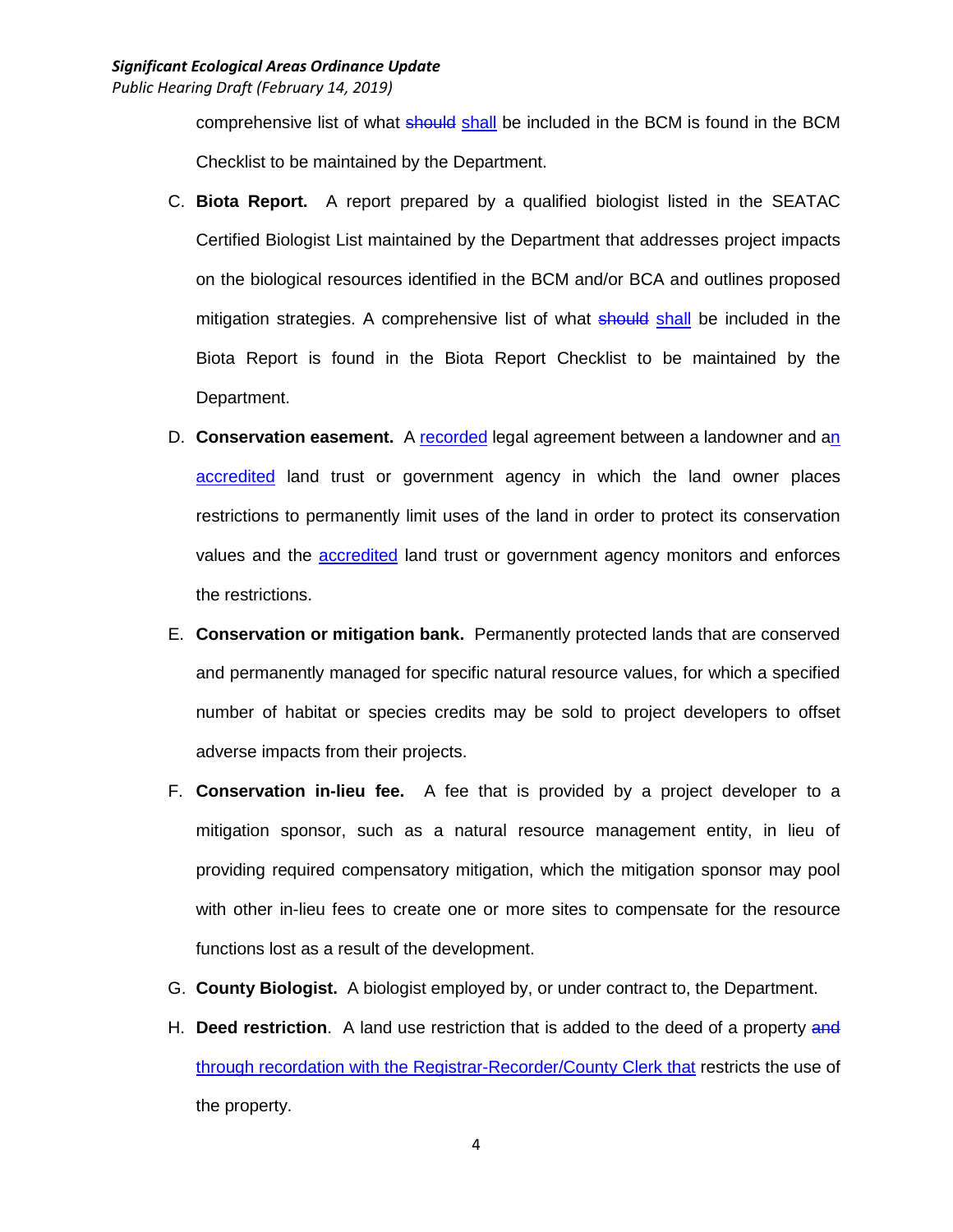comprehensive list of what ~~should~~ <u>shall</u> be included in the BCM is found in the BCM Checklist to be maintained by the Department.

C. **Biota Report.** A report prepared by a qualified biologist listed in the SEATAC Certified Biologist List maintained by the Department that addresses project impacts on the biological resources identified in the BCM and/or BCA and outlines proposed mitigation strategies. A comprehensive list of what ~~should~~ <u>shall</u> be included in the Biota Report is found in the Biota Report Checklist to be maintained by the Department.

D. **Conservation easement.** A <u>recorded</u> legal agreement between a landowner and a<u>n accredited</u> land trust or government agency in which the land owner places restrictions to permanently limit uses of the land in order to protect its conservation values and the <u>accredited</u> land trust or government agency monitors and enforces the restrictions.

E. **Conservation or mitigation bank.** Permanently protected lands that are conserved and permanently managed for specific natural resource values, for which a specified number of habitat or species credits may be sold to project developers to offset adverse impacts from their projects.

F. **Conservation in-lieu fee.** A fee that is provided by a project developer to a mitigation sponsor, such as a natural resource management entity, in lieu of providing required compensatory mitigation, which the mitigation sponsor may pool with other in-lieu fees to create one or more sites to compensate for the resource functions lost as a result of the development.

G. **County Biologist.** A biologist employed by, or under contract to, the Department.

H. **Deed restriction**. A land use restriction that is added to the deed of a property ~~and~~ <u>through recordation with the Registrar-Recorder/County Clerk that</u> restricts the use of the property.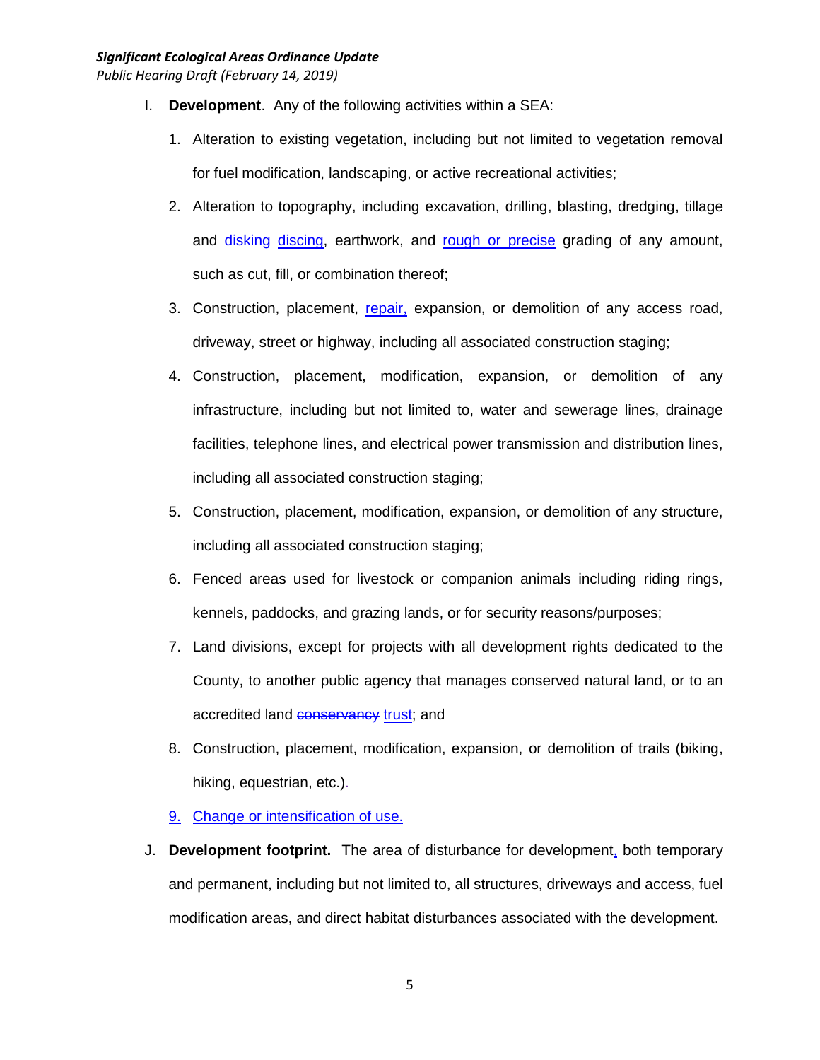I. **Development**. Any of the following activities within a SEA:

1. Alteration to existing vegetation, including but not limited to vegetation removal for fuel modification, landscaping, or active recreational activities;
2. Alteration to topography, including excavation, drilling, blasting, dredging, tillage and ~~disking~~ discing, earthwork, and rough or precise grading of any amount, such as cut, fill, or combination thereof;
3. Construction, placement, repair, expansion, or demolition of any access road, driveway, street or highway, including all associated construction staging;
4. Construction, placement, modification, expansion, or demolition of any infrastructure, including but not limited to, water and sewerage lines, drainage facilities, telephone lines, and electrical power transmission and distribution lines, including all associated construction staging;
5. Construction, placement, modification, expansion, or demolition of any structure, including all associated construction staging;
6. Fenced areas used for livestock or companion animals including riding rings, kennels, paddocks, and grazing lands, or for security reasons/purposes;
7. Land divisions, except for projects with all development rights dedicated to the County, to another public agency that manages conserved natural land, or to an accredited land ~~conservancy~~ trust; and
8. Construction, placement, modification, expansion, or demolition of trails (biking, hiking, equestrian, etc.).
9. Change or intensification of use.

J. **Development footprint.** The area of disturbance for development, both temporary and permanent, including but not limited to, all structures, driveways and access, fuel modification areas, and direct habitat disturbances associated with the development.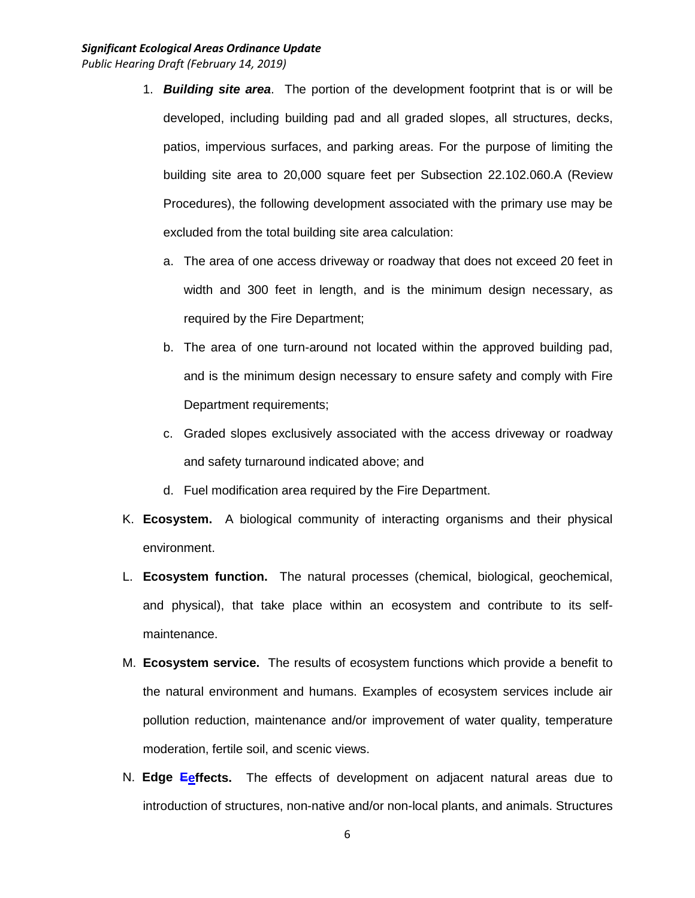1. ***Building site area***. The portion of the development footprint that is or will be developed, including building pad and all graded slopes, all structures, decks, patios, impervious surfaces, and parking areas. For the purpose of limiting the building site area to 20,000 square feet per Subsection 22.102.060.A (Review Procedures), the following development associated with the primary use may be excluded from the total building site area calculation:

   a. The area of one access driveway or roadway that does not exceed 20 feet in width and 300 feet in length, and is the minimum design necessary, as required by the Fire Department;

   b. The area of one turn-around not located within the approved building pad, and is the minimum design necessary to ensure safety and comply with Fire Department requirements;

   c. Graded slopes exclusively associated with the access driveway or roadway and safety turnaround indicated above; and

   d. Fuel modification area required by the Fire Department.

K. **Ecosystem.** A biological community of interacting organisms and their physical environment.

L. **Ecosystem function.** The natural processes (chemical, biological, geochemical, and physical), that take place within an ecosystem and contribute to its self-maintenance.

M. **Ecosystem service.** The results of ecosystem functions which provide a benefit to the natural environment and humans. Examples of ecosystem services include air pollution reduction, maintenance and/or improvement of water quality, temperature moderation, fertile soil, and scenic views.

N. **Edge ~~E~~effects.** The effects of development on adjacent natural areas due to introduction of structures, non-native and/or non-local plants, and animals. Structures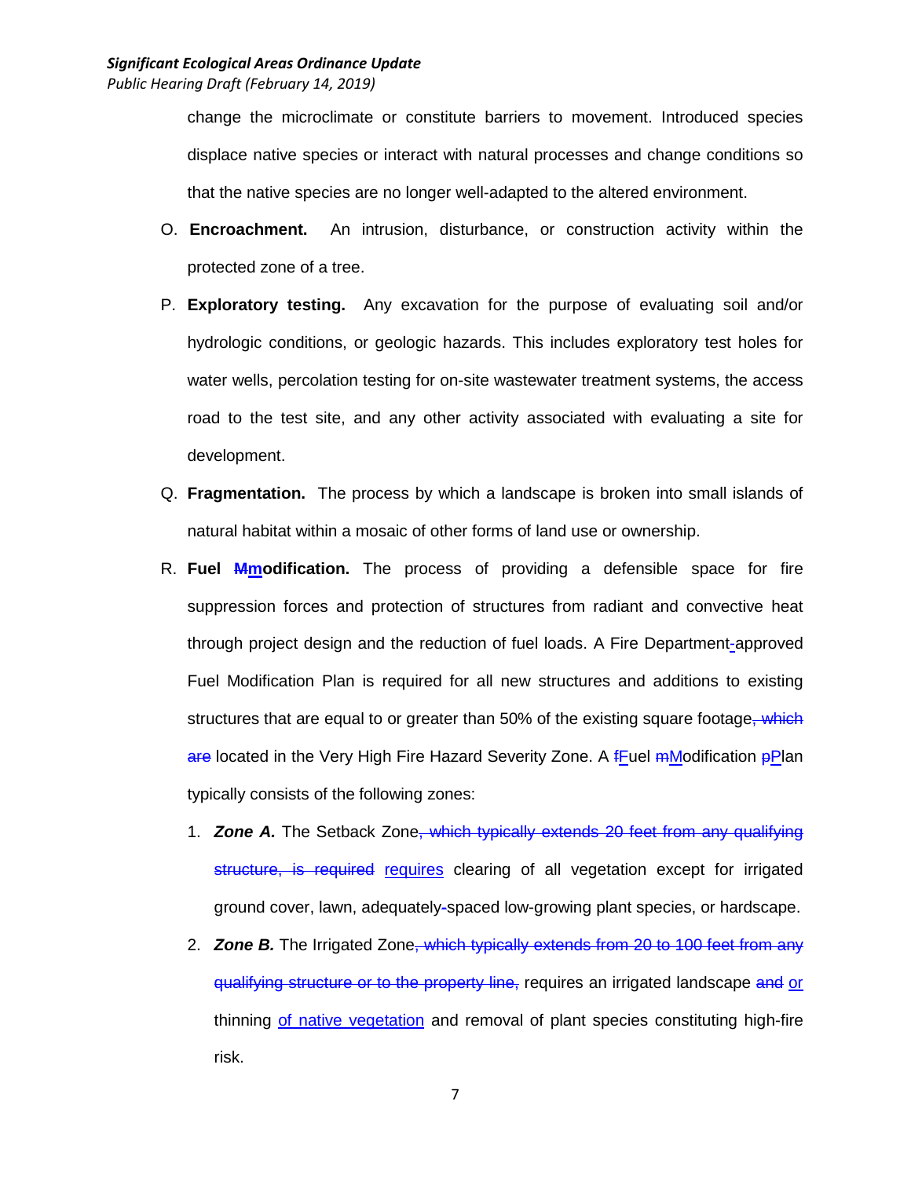change the microclimate or constitute barriers to movement. Introduced species displace native species or interact with natural processes and change conditions so that the native species are no longer well-adapted to the altered environment.

O. **Encroachment.** An intrusion, disturbance, or construction activity within the protected zone of a tree.

P. **Exploratory testing.** Any excavation for the purpose of evaluating soil and/or hydrologic conditions, or geologic hazards. This includes exploratory test holes for water wells, percolation testing for on-site wastewater treatment systems, the access road to the test site, and any other activity associated with evaluating a site for development.

Q. **Fragmentation.** The process by which a landscape is broken into small islands of natural habitat within a mosaic of other forms of land use or ownership.

R. **Fuel ~~M~~<u>m</u>odification.** The process of providing a defensible space for fire suppression forces and protection of structures from radiant and convective heat through project design and the reduction of fuel loads. A Fire Department<u>-</u>approved Fuel Modification Plan is required for all new structures and additions to existing structures that are equal to or greater than 50% of the existing square footage~~, which are~~ located in the Very High Fire Hazard Severity Zone. A ~~f~~<u>F</u>uel ~~m~~<u>M</u>odification ~~p~~<u>P</u>lan typically consists of the following zones:

1. ***Zone A.*** The Setback Zone~~, which typically extends 20 feet from any qualifying structure, is required~~ <u>requires</u> clearing of all vegetation except for irrigated ground cover, lawn, adequately<u>-</u>spaced low-growing plant species, or hardscape.

2. ***Zone B.*** The Irrigated Zone~~, which typically extends from 20 to 100 feet from any qualifying structure or to the property line,~~ requires an irrigated landscape ~~and~~ <u>or</u> thinning <u>of native vegetation</u> and removal of plant species constituting high-fire risk.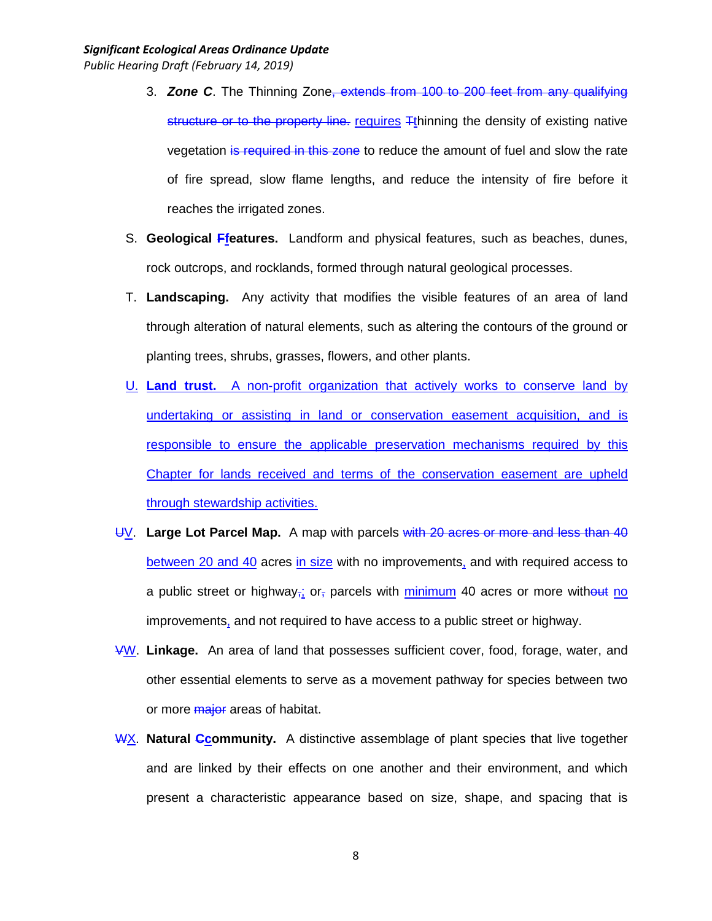3. ***Zone C***. The Thinning Zone~~, extends from 100 to 200 feet from any qualifying structure or to the property line.~~ <u>requires</u> ~~T~~<u>t</u>hinning the density of existing native vegetation ~~is required in this zone~~ to reduce the amount of fuel and slow the rate of fire spread, slow flame lengths, and reduce the intensity of fire before it reaches the irrigated zones.

S. **Geological ~~F~~<u>f</u>eatures.** Landform and physical features, such as beaches, dunes, rock outcrops, and rocklands, formed through natural geological processes.

T. **Landscaping.** Any activity that modifies the visible features of an area of land through alteration of natural elements, such as altering the contours of the ground or planting trees, shrubs, grasses, flowers, and other plants.

<u>U. **Land trust.** A non-profit organization that actively works to conserve land by undertaking or assisting in land or conservation easement acquisition, and is responsible to ensure the applicable preservation mechanisms required by this Chapter for lands received and terms of the conservation easement are upheld through stewardship activities.</u>

~~U~~<u>V</u>. **Large Lot Parcel Map.** A map with parcels ~~with 20 acres or more and less than 40~~ <u>between 20 and 40</u> acres <u>in size</u> with no improvements<u>,</u> and with required access to a public street or highway~~,~~<u>;</u> or~~,~~ parcels with <u>minimum</u> 40 acres or more with~~out~~ <u>no</u> improvements<u>,</u> and not required to have access to a public street or highway.

~~V~~<u>W</u>. **Linkage.** An area of land that possesses sufficient cover, food, forage, water, and other essential elements to serve as a movement pathway for species between two or more ~~major~~ areas of habitat.

~~W~~<u>X</u>. **Natural ~~C~~<u>c</u>ommunity.** A distinctive assemblage of plant species that live together and are linked by their effects on one another and their environment, and which present a characteristic appearance based on size, shape, and spacing that is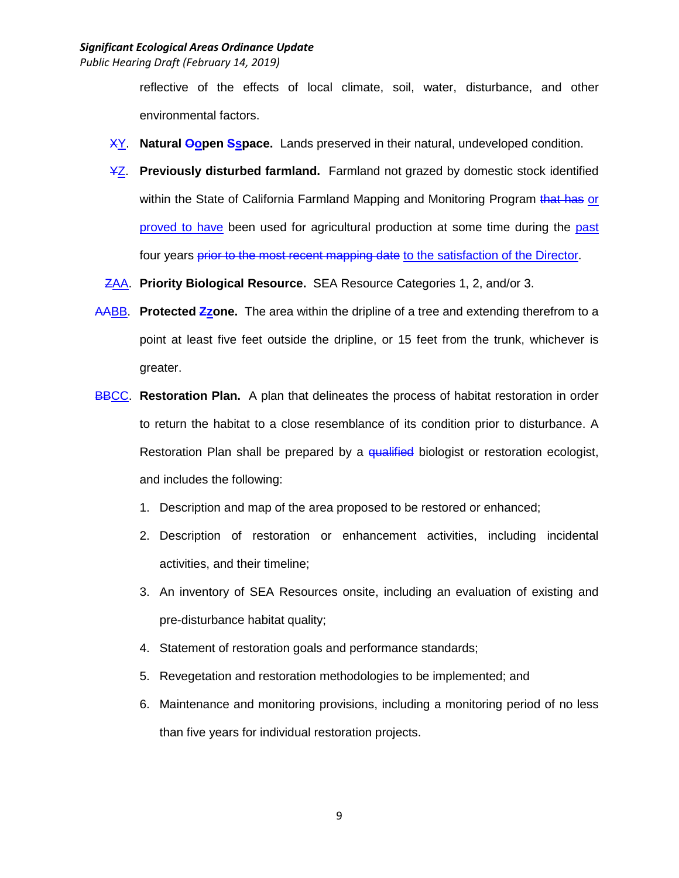reflective of the effects of local climate, soil, water, disturbance, and other environmental factors.

~~X~~Y. **Natural ~~O~~open ~~S~~space.** Lands preserved in their natural, undeveloped condition.

~~Y~~Z. **Previously disturbed farmland.** Farmland not grazed by domestic stock identified within the State of California Farmland Mapping and Monitoring Program ~~that has~~ or proved to have been used for agricultural production at some time during the past four years ~~prior to the most recent mapping date~~ to the satisfaction of the Director.

~~Z~~AA. **Priority Biological Resource.** SEA Resource Categories 1, 2, and/or 3.

~~AA~~BB. **Protected ~~Z~~zone.** The area within the dripline of a tree and extending therefrom to a point at least five feet outside the dripline, or 15 feet from the trunk, whichever is greater.

~~BB~~CC. **Restoration Plan.** A plan that delineates the process of habitat restoration in order to return the habitat to a close resemblance of its condition prior to disturbance. A Restoration Plan shall be prepared by a ~~qualified~~ biologist or restoration ecologist, and includes the following:

1. Description and map of the area proposed to be restored or enhanced;
2. Description of restoration or enhancement activities, including incidental activities, and their timeline;
3. An inventory of SEA Resources onsite, including an evaluation of existing and pre-disturbance habitat quality;
4. Statement of restoration goals and performance standards;
5. Revegetation and restoration methodologies to be implemented; and
6. Maintenance and monitoring provisions, including a monitoring period of no less than five years for individual restoration projects.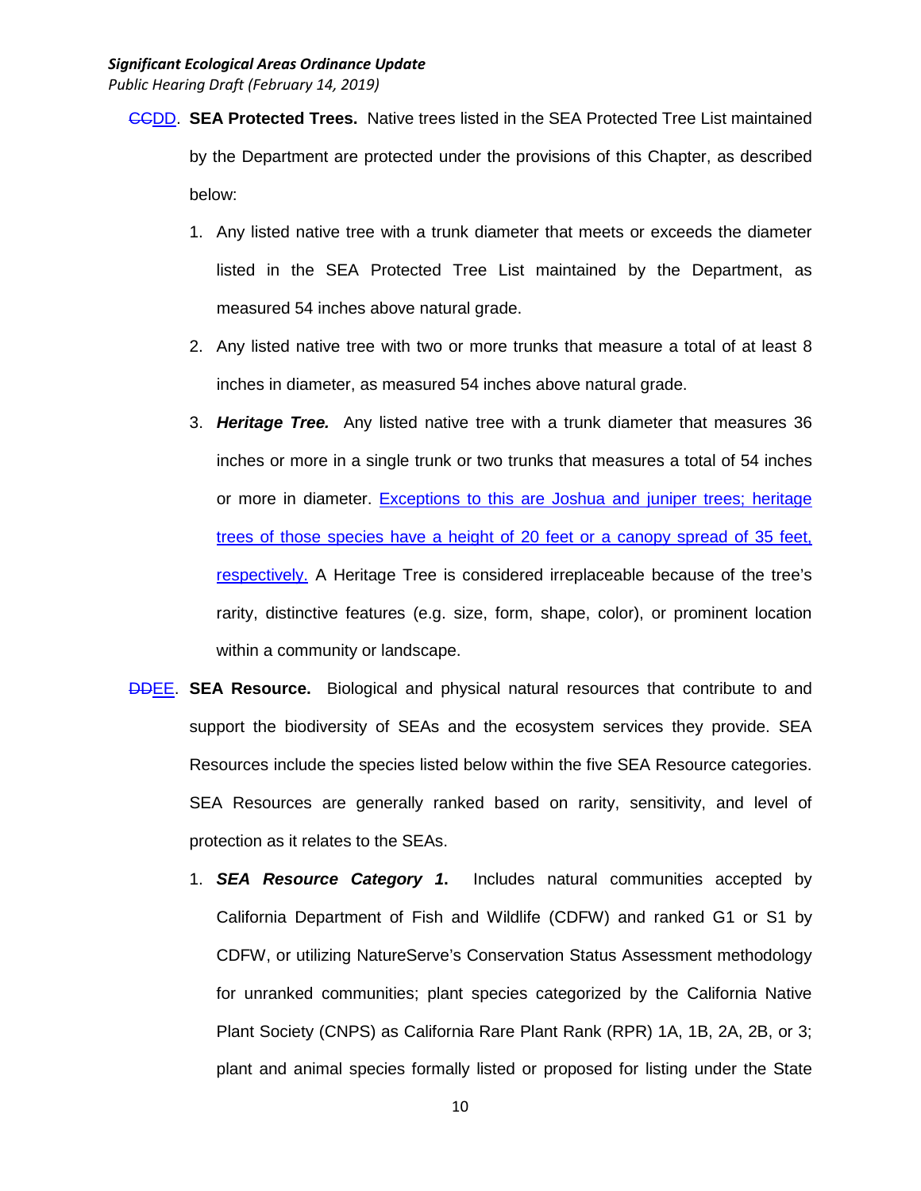~~CC~~DD. **SEA Protected Trees.** Native trees listed in the SEA Protected Tree List maintained by the Department are protected under the provisions of this Chapter, as described below:

1. Any listed native tree with a trunk diameter that meets or exceeds the diameter listed in the SEA Protected Tree List maintained by the Department, as measured 54 inches above natural grade.
2. Any listed native tree with two or more trunks that measure a total of at least 8 inches in diameter, as measured 54 inches above natural grade.
3. ***Heritage Tree.*** Any listed native tree with a trunk diameter that measures 36 inches or more in a single trunk or two trunks that measures a total of 54 inches or more in diameter. Exceptions to this are Joshua and juniper trees; heritage trees of those species have a height of 20 feet or a canopy spread of 35 feet, respectively. A Heritage Tree is considered irreplaceable because of the tree's rarity, distinctive features (e.g. size, form, shape, color), or prominent location within a community or landscape.

~~DD~~EE. **SEA Resource.** Biological and physical natural resources that contribute to and support the biodiversity of SEAs and the ecosystem services they provide. SEA Resources include the species listed below within the five SEA Resource categories. SEA Resources are generally ranked based on rarity, sensitivity, and level of protection as it relates to the SEAs.

1. ***SEA Resource Category 1.*** Includes natural communities accepted by California Department of Fish and Wildlife (CDFW) and ranked G1 or S1 by CDFW, or utilizing NatureServe's Conservation Status Assessment methodology for unranked communities; plant species categorized by the California Native Plant Society (CNPS) as California Rare Plant Rank (RPR) 1A, 1B, 2A, 2B, or 3; plant and animal species formally listed or proposed for listing under the State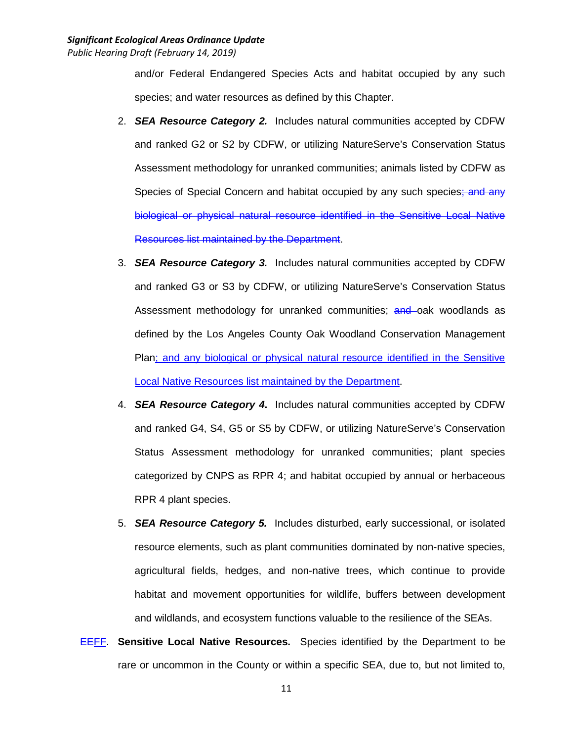and/or Federal Endangered Species Acts and habitat occupied by any such species; and water resources as defined by this Chapter.

2. ***SEA Resource Category 2.*** Includes natural communities accepted by CDFW and ranked G2 or S2 by CDFW, or utilizing NatureServe's Conservation Status Assessment methodology for unranked communities; animals listed by CDFW as Species of Special Concern and habitat occupied by any such species~~; and any biological or physical natural resource identified in the Sensitive Local Native Resources list maintained by the Department~~.

3. ***SEA Resource Category 3.*** Includes natural communities accepted by CDFW and ranked G3 or S3 by CDFW, or utilizing NatureServe's Conservation Status Assessment methodology for unranked communities; ~~and~~ oak woodlands as defined by the Los Angeles County Oak Woodland Conservation Management Plan<u>; and any biological or physical natural resource identified in the Sensitive Local Native Resources list maintained by the Department</u>.

4. ***SEA Resource Category 4.*** Includes natural communities accepted by CDFW and ranked G4, S4, G5 or S5 by CDFW, or utilizing NatureServe's Conservation Status Assessment methodology for unranked communities; plant species categorized by CNPS as RPR 4; and habitat occupied by annual or herbaceous RPR 4 plant species.

5. ***SEA Resource Category 5.*** Includes disturbed, early successional, or isolated resource elements, such as plant communities dominated by non-native species, agricultural fields, hedges, and non-native trees, which continue to provide habitat and movement opportunities for wildlife, buffers between development and wildlands, and ecosystem functions valuable to the resilience of the SEAs.

~~EE~~<u>FF</u>. **Sensitive Local Native Resources.** Species identified by the Department to be rare or uncommon in the County or within a specific SEA, due to, but not limited to,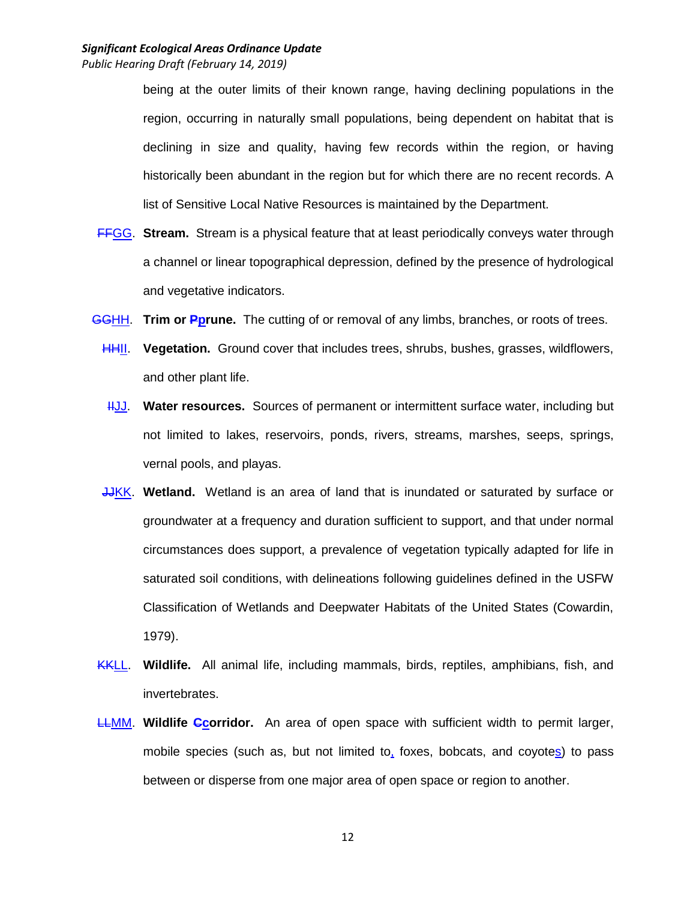being at the outer limits of their known range, having declining populations in the region, occurring in naturally small populations, being dependent on habitat that is declining in size and quality, having few records within the region, or having historically been abundant in the region but for which there are no recent records. A list of Sensitive Local Native Resources is maintained by the Department.

~~FF~~GG. **Stream.** Stream is a physical feature that at least periodically conveys water through a channel or linear topographical depression, defined by the presence of hydrological and vegetative indicators.

~~GG~~HH. **Trim or ~~P~~prune.** The cutting of or removal of any limbs, branches, or roots of trees.

~~HH~~II. **Vegetation.** Ground cover that includes trees, shrubs, bushes, grasses, wildflowers, and other plant life.

~~II~~JJ. **Water resources.** Sources of permanent or intermittent surface water, including but not limited to lakes, reservoirs, ponds, rivers, streams, marshes, seeps, springs, vernal pools, and playas.

~~JJ~~KK. **Wetland.** Wetland is an area of land that is inundated or saturated by surface or groundwater at a frequency and duration sufficient to support, and that under normal circumstances does support, a prevalence of vegetation typically adapted for life in saturated soil conditions, with delineations following guidelines defined in the USFW Classification of Wetlands and Deepwater Habitats of the United States (Cowardin, 1979).

~~KK~~LL. **Wildlife.** All animal life, including mammals, birds, reptiles, amphibians, fish, and invertebrates.

~~LL~~MM. **Wildlife ~~C~~corridor.** An area of open space with sufficient width to permit larger, mobile species (such as, but not limited to, foxes, bobcats, and coyotes) to pass between or disperse from one major area of open space or region to another.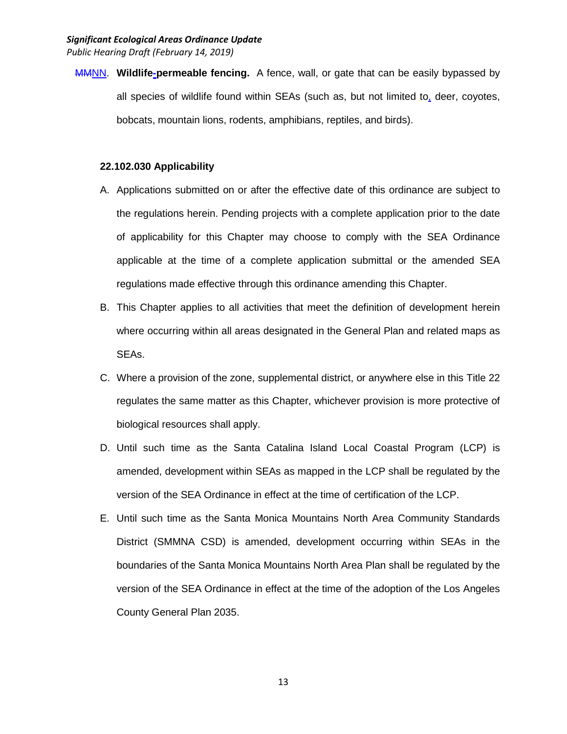~~MM~~NN. **Wildlife-permeable fencing.** A fence, wall, or gate that can be easily bypassed by all species of wildlife found within SEAs (such as, but not limited to, deer, coyotes, bobcats, mountain lions, rodents, amphibians, reptiles, and birds).

**22.102.030 Applicability**

A. Applications submitted on or after the effective date of this ordinance are subject to the regulations herein. Pending projects with a complete application prior to the date of applicability for this Chapter may choose to comply with the SEA Ordinance applicable at the time of a complete application submittal or the amended SEA regulations made effective through this ordinance amending this Chapter.

B. This Chapter applies to all activities that meet the definition of development herein where occurring within all areas designated in the General Plan and related maps as SEAs.

C. Where a provision of the zone, supplemental district, or anywhere else in this Title 22 regulates the same matter as this Chapter, whichever provision is more protective of biological resources shall apply.

D. Until such time as the Santa Catalina Island Local Coastal Program (LCP) is amended, development within SEAs as mapped in the LCP shall be regulated by the version of the SEA Ordinance in effect at the time of certification of the LCP.

E. Until such time as the Santa Monica Mountains North Area Community Standards District (SMMNA CSD) is amended, development occurring within SEAs in the boundaries of the Santa Monica Mountains North Area Plan shall be regulated by the version of the SEA Ordinance in effect at the time of the adoption of the Los Angeles County General Plan 2035.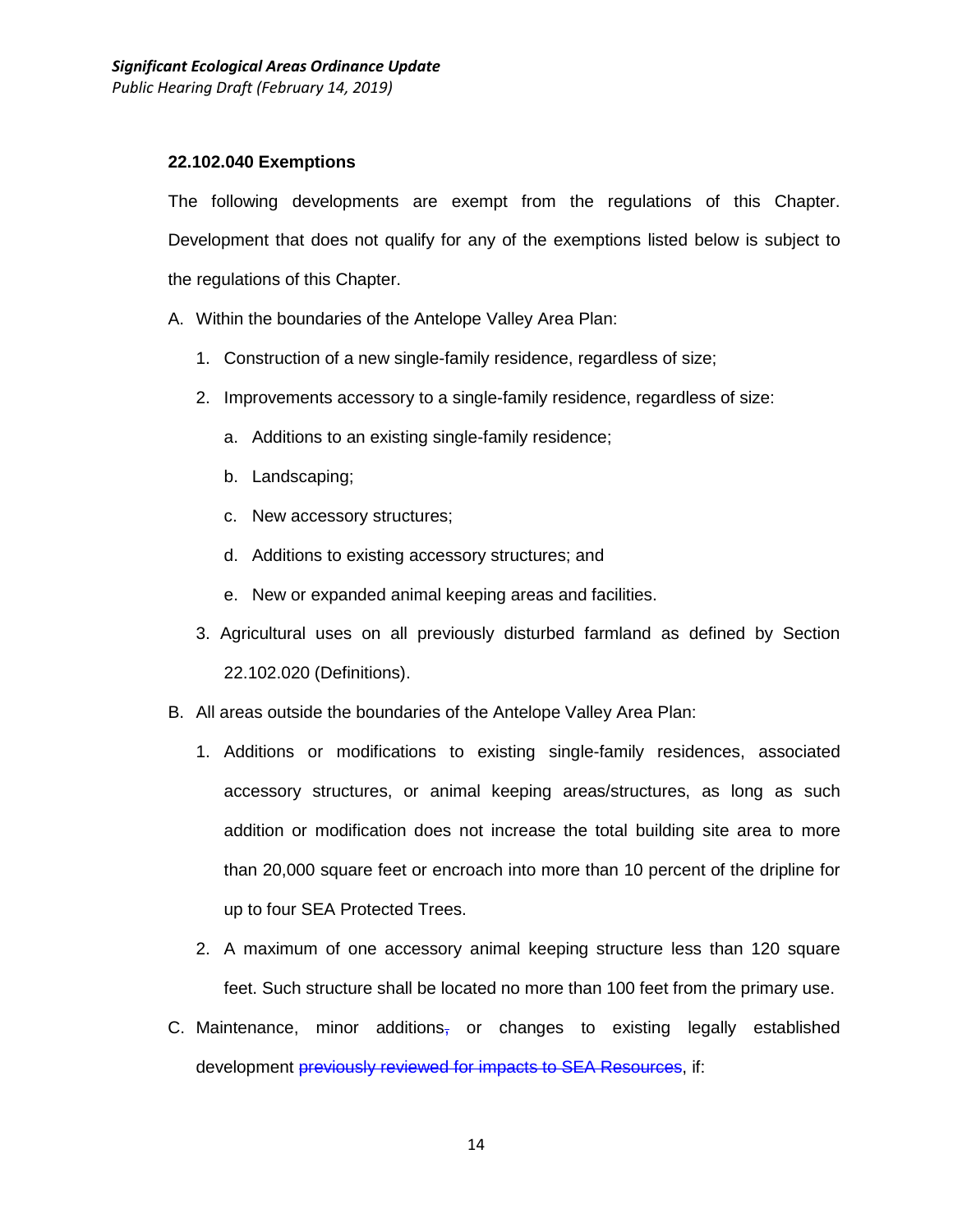### 22.102.040 Exemptions

The following developments are exempt from the regulations of this Chapter. Development that does not qualify for any of the exemptions listed below is subject to the regulations of this Chapter.

A. Within the boundaries of the Antelope Valley Area Plan:

   1. Construction of a new single-family residence, regardless of size;

   2. Improvements accessory to a single-family residence, regardless of size:

      a. Additions to an existing single-family residence;

      b. Landscaping;

      c. New accessory structures;

      d. Additions to existing accessory structures; and

      e. New or expanded animal keeping areas and facilities.

   3. Agricultural uses on all previously disturbed farmland as defined by Section 22.102.020 (Definitions).

B. All areas outside the boundaries of the Antelope Valley Area Plan:

   1. Additions or modifications to existing single-family residences, associated accessory structures, or animal keeping areas/structures, as long as such addition or modification does not increase the total building site area to more than 20,000 square feet or encroach into more than 10 percent of the dripline for up to four SEA Protected Trees.

   2. A maximum of one accessory animal keeping structure less than 120 square feet. Such structure shall be located no more than 100 feet from the primary use.

C. Maintenance, minor additions~~,~~ or changes to existing legally established development ~~previously reviewed for impacts to SEA Resources~~, if: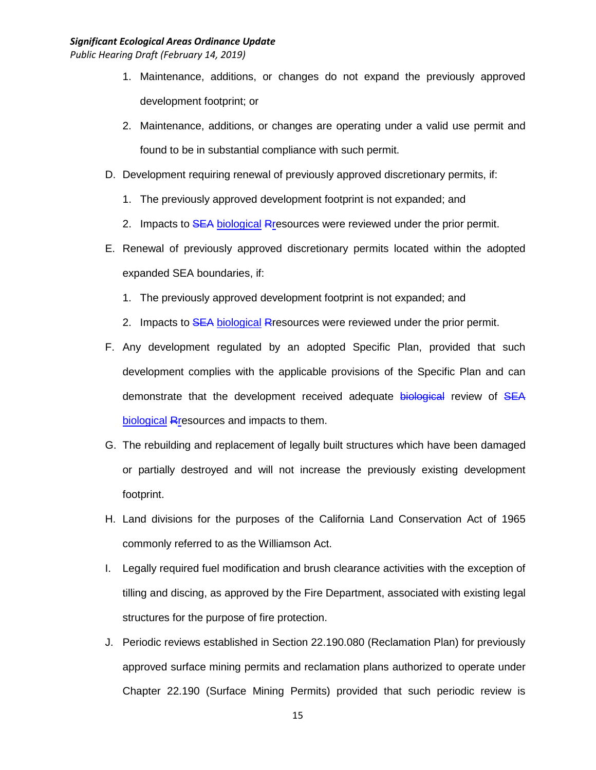1. Maintenance, additions, or changes do not expand the previously approved development footprint; or
2. Maintenance, additions, or changes are operating under a valid use permit and found to be in substantial compliance with such permit.

D. Development requiring renewal of previously approved discretionary permits, if:
   1. The previously approved development footprint is not expanded; and
   2. Impacts to ~~SEA~~ <u>biological</u> ~~R~~<u>r</u>esources were reviewed under the prior permit.

E. Renewal of previously approved discretionary permits located within the adopted expanded SEA boundaries, if:
   1. The previously approved development footprint is not expanded; and
   2. Impacts to ~~SEA~~ <u>biological</u> ~~R~~<u>r</u>esources were reviewed under the prior permit.

F. Any development regulated by an adopted Specific Plan, provided that such development complies with the applicable provisions of the Specific Plan and can demonstrate that the development received adequate ~~biological~~ review of ~~SEA~~ <u>biological</u> ~~R~~<u>r</u>esources and impacts to them.

G. The rebuilding and replacement of legally built structures which have been damaged or partially destroyed and will not increase the previously existing development footprint.

H. Land divisions for the purposes of the California Land Conservation Act of 1965 commonly referred to as the Williamson Act.

I. Legally required fuel modification and brush clearance activities with the exception of tilling and discing, as approved by the Fire Department, associated with existing legal structures for the purpose of fire protection.

J. Periodic reviews established in Section 22.190.080 (Reclamation Plan) for previously approved surface mining permits and reclamation plans authorized to operate under Chapter 22.190 (Surface Mining Permits) provided that such periodic review is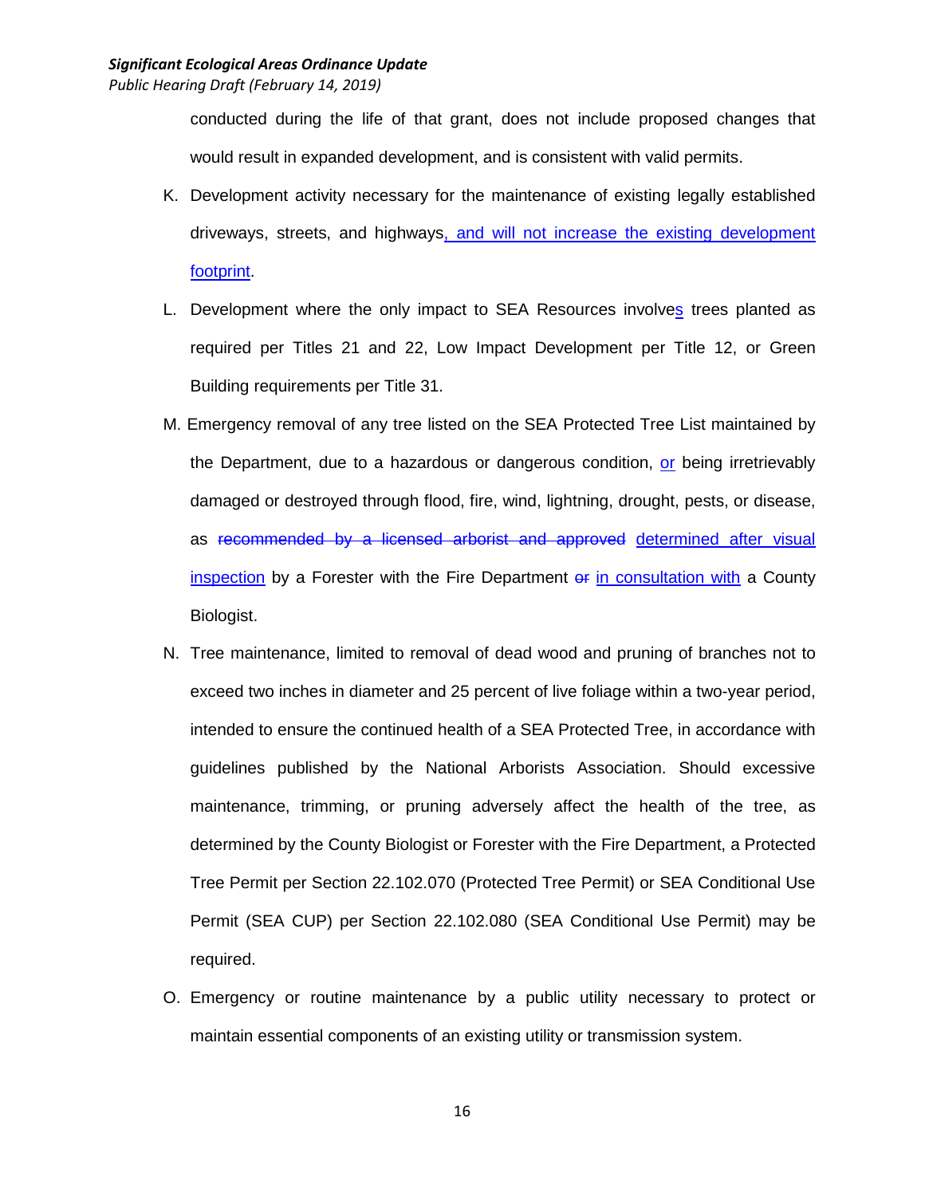conducted during the life of that grant, does not include proposed changes that would result in expanded development, and is consistent with valid permits.

K. Development activity necessary for the maintenance of existing legally established driveways, streets, and highways<u>, and will not increase the existing development footprint</u>.

L. Development where the only impact to SEA Resources involve<u>s</u> trees planted as required per Titles 21 and 22, Low Impact Development per Title 12, or Green Building requirements per Title 31.

M. Emergency removal of any tree listed on the SEA Protected Tree List maintained by the Department, due to a hazardous or dangerous condition, <u>or</u> being irretrievably damaged or destroyed through flood, fire, wind, lightning, drought, pests, or disease, as ~~recommended by a licensed arborist and approved~~ <u>determined after visual inspection</u> by a Forester with the Fire Department ~~or~~ <u>in consultation with</u> a County Biologist.

N. Tree maintenance, limited to removal of dead wood and pruning of branches not to exceed two inches in diameter and 25 percent of live foliage within a two-year period, intended to ensure the continued health of a SEA Protected Tree, in accordance with guidelines published by the National Arborists Association. Should excessive maintenance, trimming, or pruning adversely affect the health of the tree, as determined by the County Biologist or Forester with the Fire Department, a Protected Tree Permit per Section 22.102.070 (Protected Tree Permit) or SEA Conditional Use Permit (SEA CUP) per Section 22.102.080 (SEA Conditional Use Permit) may be required.

O. Emergency or routine maintenance by a public utility necessary to protect or maintain essential components of an existing utility or transmission system.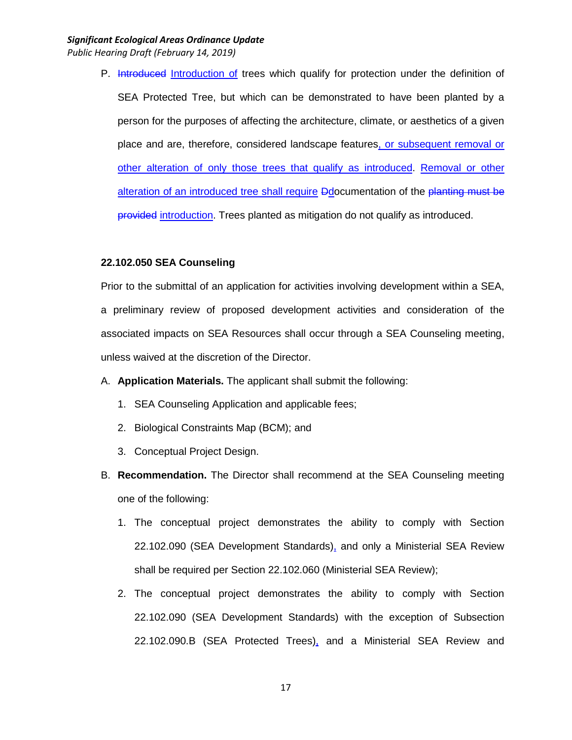P. ~~Introduced~~ <u>Introduction of</u> trees which qualify for protection under the definition of SEA Protected Tree, but which can be demonstrated to have been planted by a person for the purposes of affecting the architecture, climate, or aesthetics of a given place and are, therefore, considered landscape features<u>, or subsequent removal or other alteration of only those trees that qualify as introduced</u>. <u>Removal or other alteration of an introduced tree shall require</u> ~~D~~<u>d</u>ocumentation of the ~~planting must be provided~~ <u>introduction</u>. Trees planted as mitigation do not qualify as introduced.

#### 22.102.050 SEA Counseling

Prior to the submittal of an application for activities involving development within a SEA, a preliminary review of proposed development activities and consideration of the associated impacts on SEA Resources shall occur through a SEA Counseling meeting, unless waived at the discretion of the Director.

A. **Application Materials.** The applicant shall submit the following:

   1. SEA Counseling Application and applicable fees;
   2. Biological Constraints Map (BCM); and
   3. Conceptual Project Design.

B. **Recommendation.** The Director shall recommend at the SEA Counseling meeting one of the following:

   1. The conceptual project demonstrates the ability to comply with Section 22.102.090 (SEA Development Standards)<u>,</u> and only a Ministerial SEA Review shall be required per Section 22.102.060 (Ministerial SEA Review);
   2. The conceptual project demonstrates the ability to comply with Section 22.102.090 (SEA Development Standards) with the exception of Subsection 22.102.090.B (SEA Protected Trees)<u>,</u> and a Ministerial SEA Review and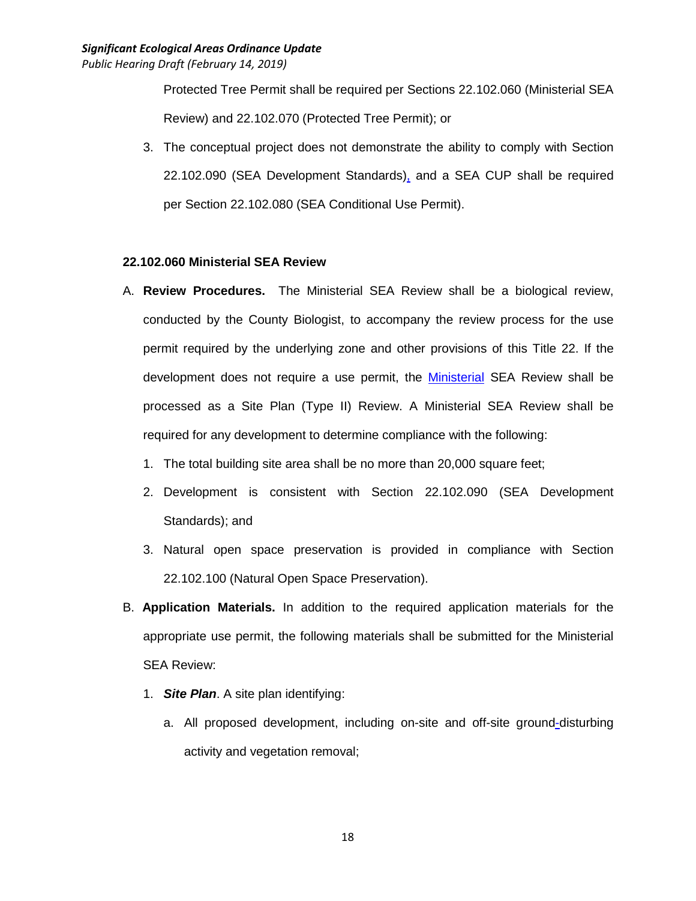Protected Tree Permit shall be required per Sections 22.102.060 (Ministerial SEA Review) and 22.102.070 (Protected Tree Permit); or

3. The conceptual project does not demonstrate the ability to comply with Section 22.102.090 (SEA Development Standards), and a SEA CUP shall be required per Section 22.102.080 (SEA Conditional Use Permit).

**22.102.060 Ministerial SEA Review**

A. **Review Procedures.** The Ministerial SEA Review shall be a biological review, conducted by the County Biologist, to accompany the review process for the use permit required by the underlying zone and other provisions of this Title 22. If the development does not require a use permit, the Ministerial SEA Review shall be processed as a Site Plan (Type II) Review. A Ministerial SEA Review shall be required for any development to determine compliance with the following:

   1. The total building site area shall be no more than 20,000 square feet;
   2. Development is consistent with Section 22.102.090 (SEA Development Standards); and
   3. Natural open space preservation is provided in compliance with Section 22.102.100 (Natural Open Space Preservation).

B. **Application Materials.** In addition to the required application materials for the appropriate use permit, the following materials shall be submitted for the Ministerial SEA Review:

   1. ***Site Plan***. A site plan identifying:
      a. All proposed development, including on-site and off-site ground-disturbing activity and vegetation removal;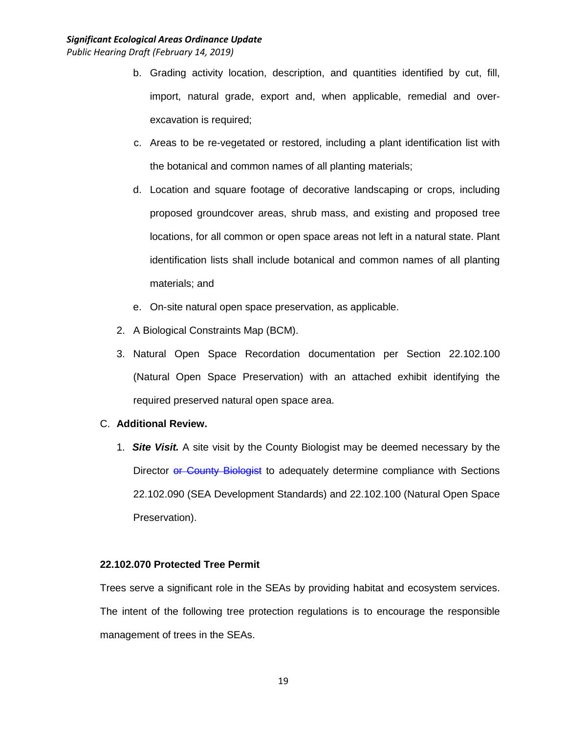b. Grading activity location, description, and quantities identified by cut, fill, import, natural grade, export and, when applicable, remedial and over-excavation is required;

c. Areas to be re-vegetated or restored, including a plant identification list with the botanical and common names of all planting materials;

d. Location and square footage of decorative landscaping or crops, including proposed groundcover areas, shrub mass, and existing and proposed tree locations, for all common or open space areas not left in a natural state. Plant identification lists shall include botanical and common names of all planting materials; and

e. On-site natural open space preservation, as applicable.

2. A Biological Constraints Map (BCM).

3. Natural Open Space Recordation documentation per Section 22.102.100 (Natural Open Space Preservation) with an attached exhibit identifying the required preserved natural open space area.

C. **Additional Review.**

1. ***Site Visit.*** A site visit by the County Biologist may be deemed necessary by the Director ~~or County Biologist~~ to adequately determine compliance with Sections 22.102.090 (SEA Development Standards) and 22.102.100 (Natural Open Space Preservation).

**22.102.070 Protected Tree Permit**

Trees serve a significant role in the SEAs by providing habitat and ecosystem services. The intent of the following tree protection regulations is to encourage the responsible management of trees in the SEAs.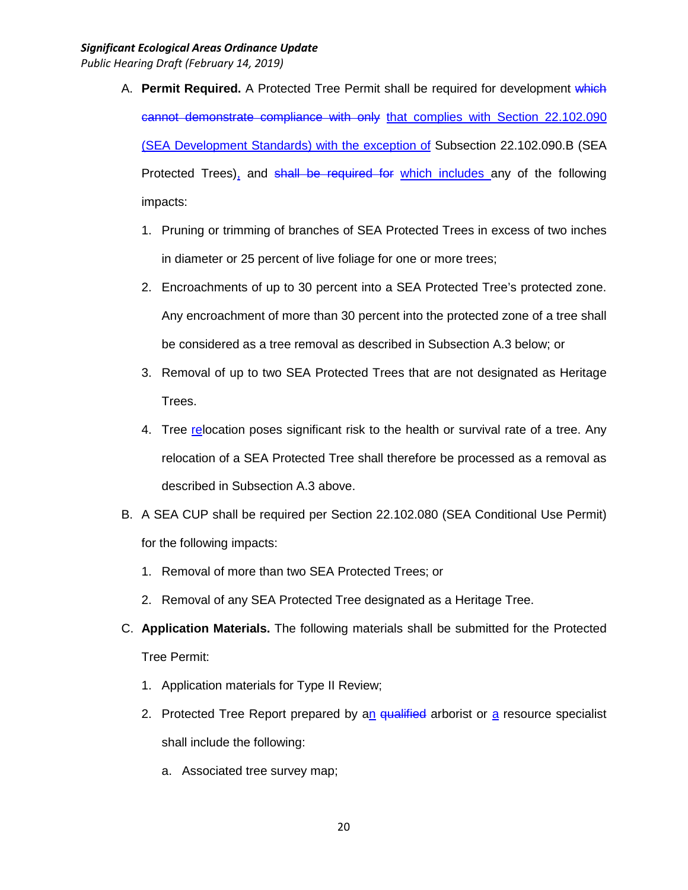A. **Permit Required.** A Protected Tree Permit shall be required for development ~~which cannot demonstrate compliance with only~~ that complies with Section 22.102.090 (SEA Development Standards) with the exception of Subsection 22.102.090.B (SEA Protected Trees), and ~~shall be required for~~ which includes any of the following impacts:

   1. Pruning or trimming of branches of SEA Protected Trees in excess of two inches in diameter or 25 percent of live foliage for one or more trees;
   2. Encroachments of up to 30 percent into a SEA Protected Tree's protected zone. Any encroachment of more than 30 percent into the protected zone of a tree shall be considered as a tree removal as described in Subsection A.3 below; or
   3. Removal of up to two SEA Protected Trees that are not designated as Heritage Trees.
   4. Tree relocation poses significant risk to the health or survival rate of a tree. Any relocation of a SEA Protected Tree shall therefore be processed as a removal as described in Subsection A.3 above.

B. A SEA CUP shall be required per Section 22.102.080 (SEA Conditional Use Permit) for the following impacts:

   1. Removal of more than two SEA Protected Trees; or
   2. Removal of any SEA Protected Tree designated as a Heritage Tree.

C. **Application Materials.** The following materials shall be submitted for the Protected Tree Permit:

   1. Application materials for Type II Review;
   2. Protected Tree Report prepared by an ~~qualified~~ arborist or a resource specialist shall include the following:

      a. Associated tree survey map;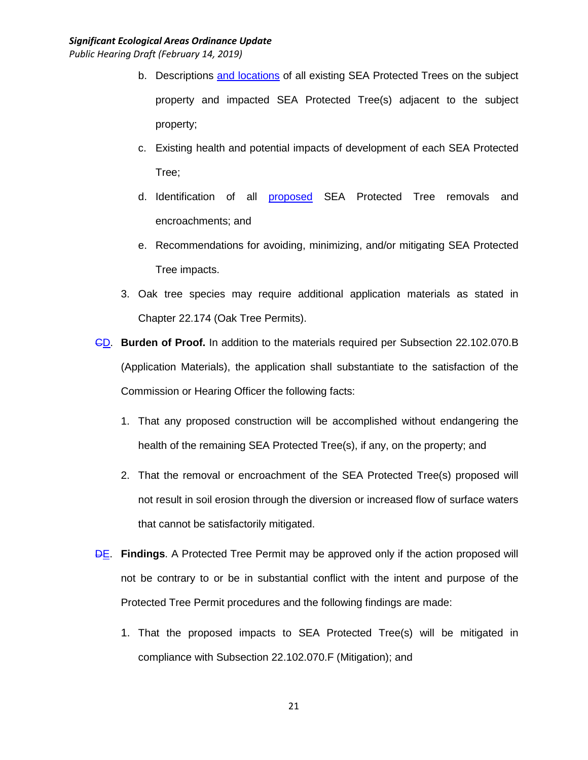b. Descriptions and locations of all existing SEA Protected Trees on the subject property and impacted SEA Protected Tree(s) adjacent to the subject property;

c. Existing health and potential impacts of development of each SEA Protected Tree;

d. Identification of all proposed SEA Protected Tree removals and encroachments; and

e. Recommendations for avoiding, minimizing, and/or mitigating SEA Protected Tree impacts.

3. Oak tree species may require additional application materials as stated in Chapter 22.174 (Oak Tree Permits).

~~C~~D. **Burden of Proof.** In addition to the materials required per Subsection 22.102.070.B (Application Materials), the application shall substantiate to the satisfaction of the Commission or Hearing Officer the following facts:

1. That any proposed construction will be accomplished without endangering the health of the remaining SEA Protected Tree(s), if any, on the property; and

2. That the removal or encroachment of the SEA Protected Tree(s) proposed will not result in soil erosion through the diversion or increased flow of surface waters that cannot be satisfactorily mitigated.

~~D~~E. **Findings**. A Protected Tree Permit may be approved only if the action proposed will not be contrary to or be in substantial conflict with the intent and purpose of the Protected Tree Permit procedures and the following findings are made:

1. That the proposed impacts to SEA Protected Tree(s) will be mitigated in compliance with Subsection 22.102.070.F (Mitigation); and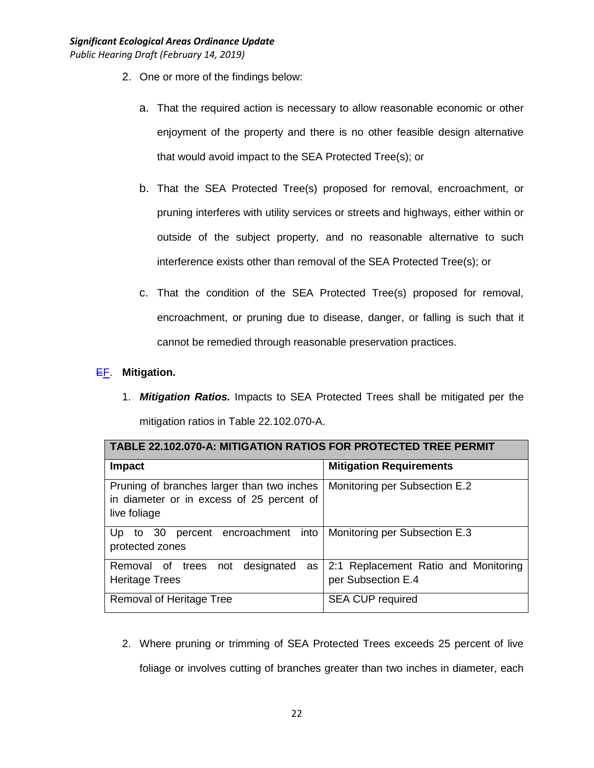2. One or more of the findings below:

    a. That the required action is necessary to allow reasonable economic or other enjoyment of the property and there is no other feasible design alternative that would avoid impact to the SEA Protected Tree(s); or

    b. That the SEA Protected Tree(s) proposed for removal, encroachment, or pruning interferes with utility services or streets and highways, either within or outside of the subject property, and no reasonable alternative to such interference exists other than removal of the SEA Protected Tree(s); or

    c. That the condition of the SEA Protected Tree(s) proposed for removal, encroachment, or pruning due to disease, danger, or falling is such that it cannot be remedied through reasonable preservation practices.

EF. **Mitigation.**

1. ***Mitigation Ratios.*** Impacts to SEA Protected Trees shall be mitigated per the mitigation ratios in Table 22.102.070-A.

| **TABLE 22.102.070-A: MITIGATION RATIOS FOR PROTECTED TREE PERMIT** | |
|---|---|
| **Impact** | **Mitigation Requirements** |
| Pruning of branches larger than two inches in diameter or in excess of 25 percent of live foliage | Monitoring per Subsection E.2 |
| Up to 30 percent encroachment into protected zones | Monitoring per Subsection E.3 |
| Removal of trees not designated as Heritage Trees | 2:1 Replacement Ratio and Monitoring per Subsection E.4 |
| Removal of Heritage Tree | SEA CUP required |

2. Where pruning or trimming of SEA Protected Trees exceeds 25 percent of live foliage or involves cutting of branches greater than two inches in diameter, each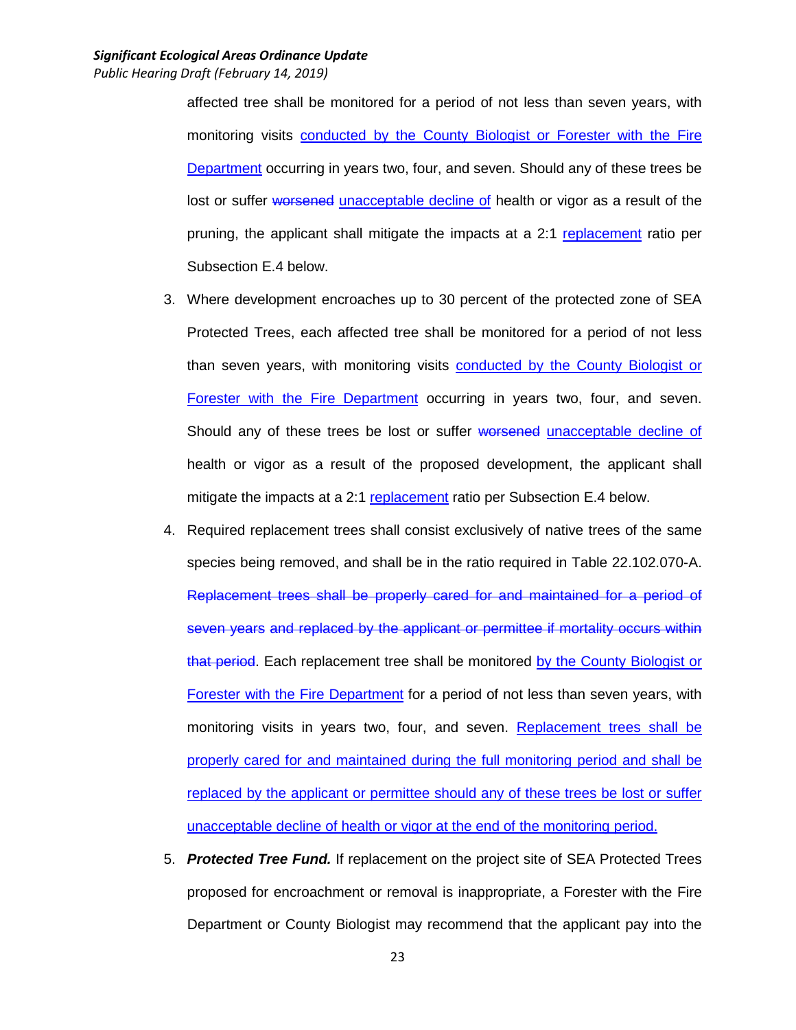affected tree shall be monitored for a period of not less than seven years, with monitoring visits conducted by the County Biologist or Forester with the Fire Department occurring in years two, four, and seven. Should any of these trees be lost or suffer ~~worsened~~ unacceptable decline of health or vigor as a result of the pruning, the applicant shall mitigate the impacts at a 2:1 replacement ratio per Subsection E.4 below.

3. Where development encroaches up to 30 percent of the protected zone of SEA Protected Trees, each affected tree shall be monitored for a period of not less than seven years, with monitoring visits conducted by the County Biologist or Forester with the Fire Department occurring in years two, four, and seven. Should any of these trees be lost or suffer ~~worsened~~ unacceptable decline of health or vigor as a result of the proposed development, the applicant shall mitigate the impacts at a 2:1 replacement ratio per Subsection E.4 below.

4. Required replacement trees shall consist exclusively of native trees of the same species being removed, and shall be in the ratio required in Table 22.102.070-A. ~~Replacement trees shall be properly cared for and maintained for a period of seven years and replaced by the applicant or permittee if mortality occurs within that period~~. Each replacement tree shall be monitored by the County Biologist or Forester with the Fire Department for a period of not less than seven years, with monitoring visits in years two, four, and seven. Replacement trees shall be properly cared for and maintained during the full monitoring period and shall be replaced by the applicant or permittee should any of these trees be lost or suffer unacceptable decline of health or vigor at the end of the monitoring period.

5. ***Protected Tree Fund.*** If replacement on the project site of SEA Protected Trees proposed for encroachment or removal is inappropriate, a Forester with the Fire Department or County Biologist may recommend that the applicant pay into the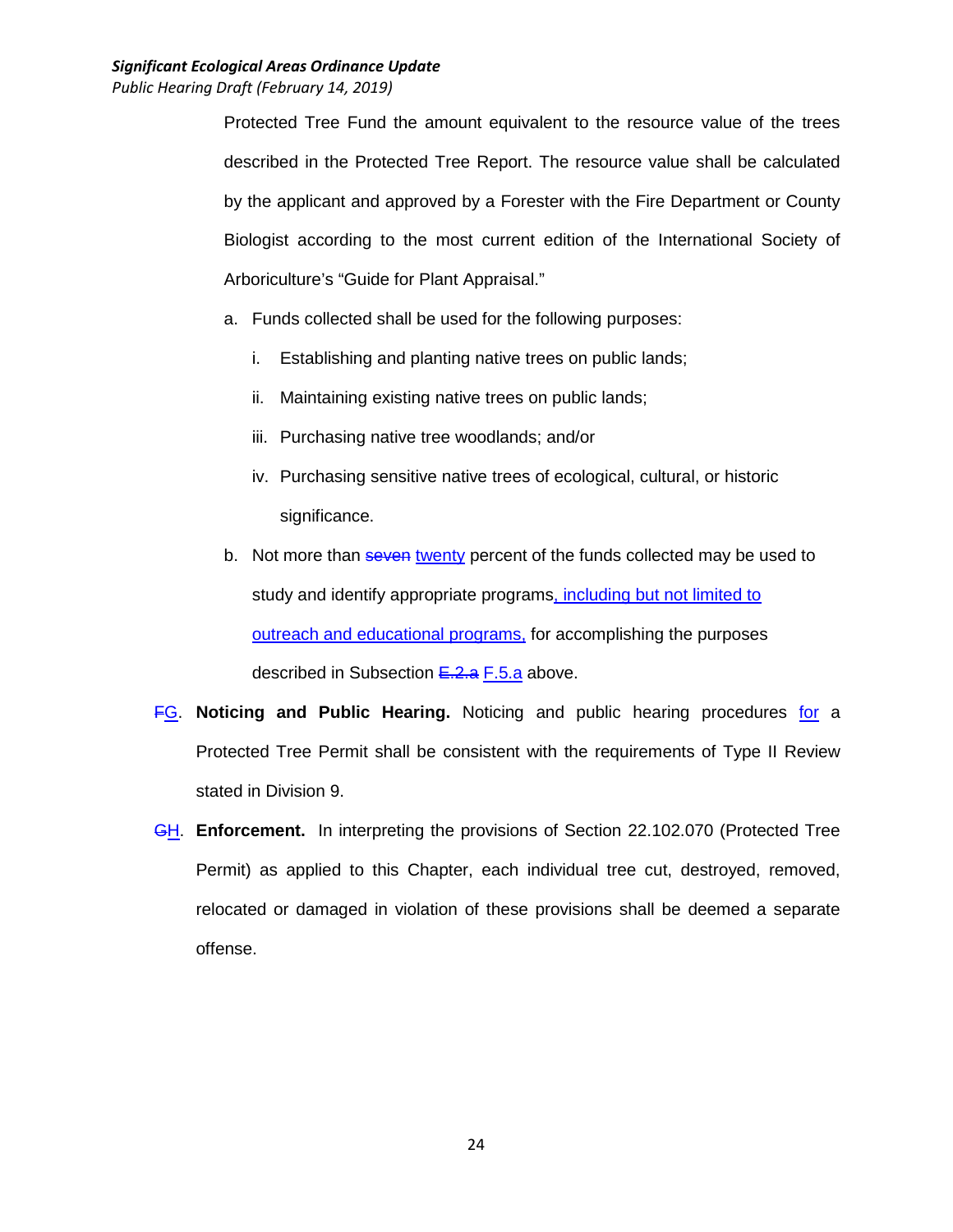Protected Tree Fund the amount equivalent to the resource value of the trees described in the Protected Tree Report. The resource value shall be calculated by the applicant and approved by a Forester with the Fire Department or County Biologist according to the most current edition of the International Society of Arboriculture's "Guide for Plant Appraisal."

a. Funds collected shall be used for the following purposes:

   i. Establishing and planting native trees on public lands;

   ii. Maintaining existing native trees on public lands;

   iii. Purchasing native tree woodlands; and/or

   iv. Purchasing sensitive native trees of ecological, cultural, or historic significance.

b. Not more than ~~seven~~ twenty percent of the funds collected may be used to study and identify appropriate programs, including but not limited to outreach and educational programs, for accomplishing the purposes described in Subsection ~~E.2.a~~ F.5.a above.

~~F~~G. **Noticing and Public Hearing.** Noticing and public hearing procedures for a Protected Tree Permit shall be consistent with the requirements of Type II Review stated in Division 9.

~~G~~H. **Enforcement.** In interpreting the provisions of Section 22.102.070 (Protected Tree Permit) as applied to this Chapter, each individual tree cut, destroyed, removed, relocated or damaged in violation of these provisions shall be deemed a separate offense.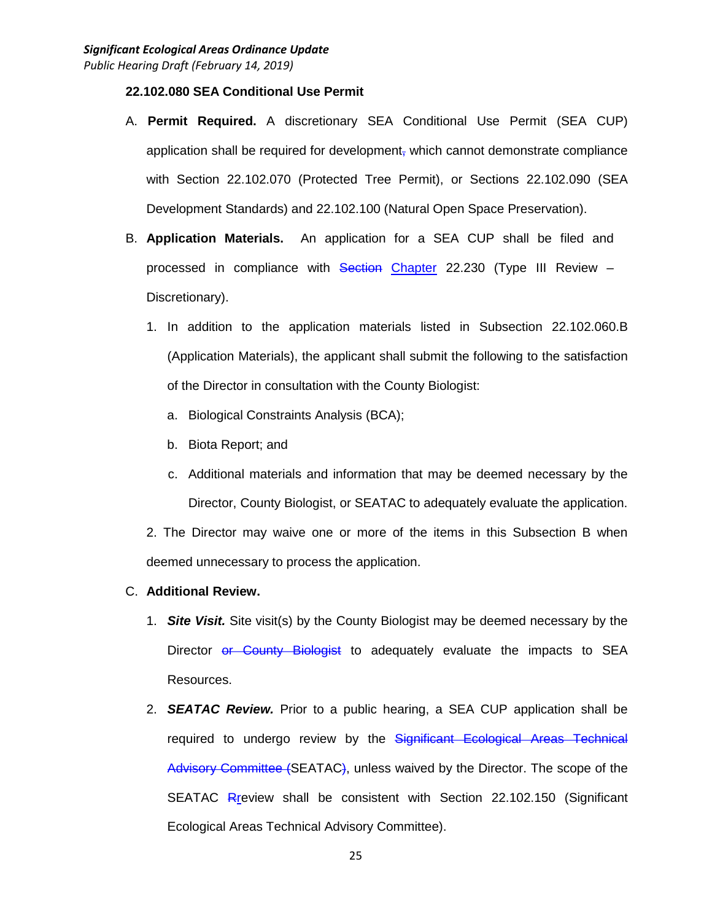**22.102.080 SEA Conditional Use Permit**

A. **Permit Required.** A discretionary SEA Conditional Use Permit (SEA CUP) application shall be required for development~~,~~ which cannot demonstrate compliance with Section 22.102.070 (Protected Tree Permit), or Sections 22.102.090 (SEA Development Standards) and 22.102.100 (Natural Open Space Preservation).

B. **Application Materials.** An application for a SEA CUP shall be filed and processed in compliance with ~~Section~~ <u>Chapter</u> 22.230 (Type III Review – Discretionary).

   1. In addition to the application materials listed in Subsection 22.102.060.B (Application Materials), the applicant shall submit the following to the satisfaction of the Director in consultation with the County Biologist:

      a. Biological Constraints Analysis (BCA);

      b. Biota Report; and

      c. Additional materials and information that may be deemed necessary by the Director, County Biologist, or SEATAC to adequately evaluate the application.

   2. The Director may waive one or more of the items in this Subsection B when deemed unnecessary to process the application.

C. **Additional Review.**

   1. ***Site Visit.*** Site visit(s) by the County Biologist may be deemed necessary by the Director ~~or County Biologist~~ to adequately evaluate the impacts to SEA Resources.

   2. ***SEATAC Review.*** Prior to a public hearing, a SEA CUP application shall be required to undergo review by the ~~Significant Ecological Areas Technical Advisory Committee (~~SEATAC~~)~~, unless waived by the Director. The scope of the SEATAC ~~R~~<u>r</u>eview shall be consistent with Section 22.102.150 (Significant Ecological Areas Technical Advisory Committee).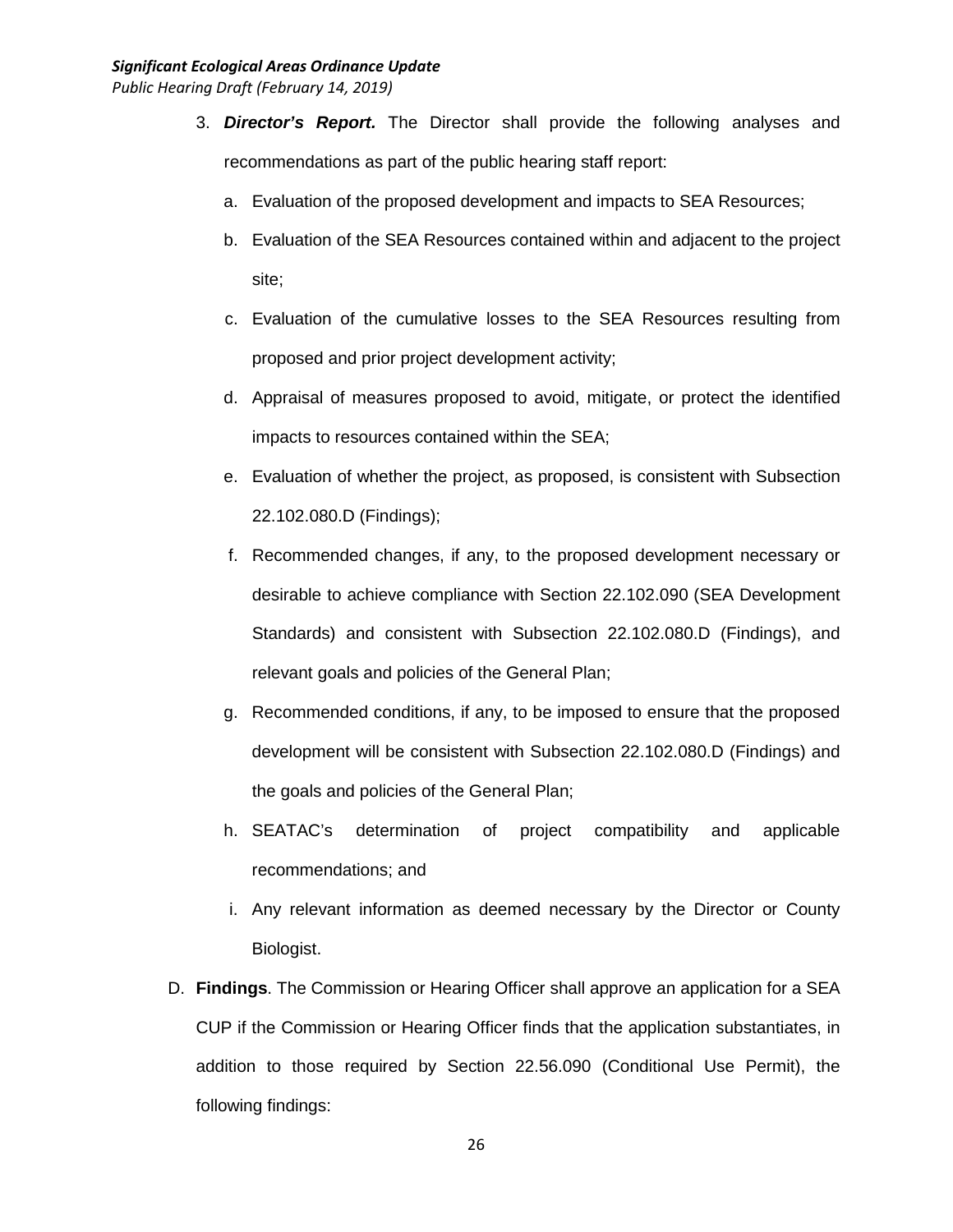3. ***Director's Report.*** The Director shall provide the following analyses and recommendations as part of the public hearing staff report:

   a. Evaluation of the proposed development and impacts to SEA Resources;

   b. Evaluation of the SEA Resources contained within and adjacent to the project site;

   c. Evaluation of the cumulative losses to the SEA Resources resulting from proposed and prior project development activity;

   d. Appraisal of measures proposed to avoid, mitigate, or protect the identified impacts to resources contained within the SEA;

   e. Evaluation of whether the project, as proposed, is consistent with Subsection 22.102.080.D (Findings);

   f. Recommended changes, if any, to the proposed development necessary or desirable to achieve compliance with Section 22.102.090 (SEA Development Standards) and consistent with Subsection 22.102.080.D (Findings), and relevant goals and policies of the General Plan;

   g. Recommended conditions, if any, to be imposed to ensure that the proposed development will be consistent with Subsection 22.102.080.D (Findings) and the goals and policies of the General Plan;

   h. SEATAC's determination of project compatibility and applicable recommendations; and

   i. Any relevant information as deemed necessary by the Director or County Biologist.

D. **Findings**. The Commission or Hearing Officer shall approve an application for a SEA CUP if the Commission or Hearing Officer finds that the application substantiates, in addition to those required by Section 22.56.090 (Conditional Use Permit), the following findings: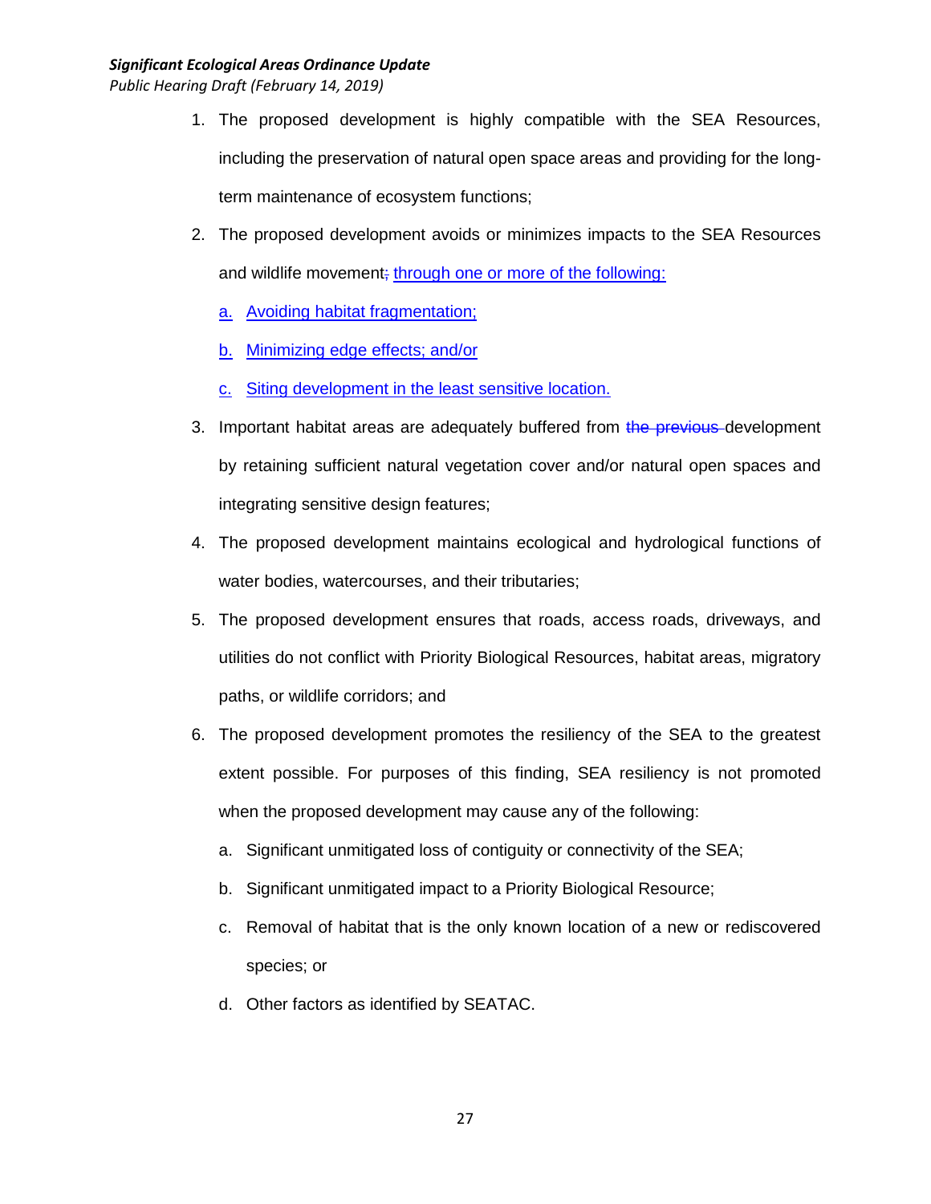1. The proposed development is highly compatible with the SEA Resources, including the preservation of natural open space areas and providing for the long-term maintenance of ecosystem functions;
2. The proposed development avoids or minimizes impacts to the SEA Resources and wildlife movement~~,~~ through one or more of the following:
   a. Avoiding habitat fragmentation;
   b. Minimizing edge effects; and/or
   c. Siting development in the least sensitive location.
3. Important habitat areas are adequately buffered from ~~the previous~~ development by retaining sufficient natural vegetation cover and/or natural open spaces and integrating sensitive design features;
4. The proposed development maintains ecological and hydrological functions of water bodies, watercourses, and their tributaries;
5. The proposed development ensures that roads, access roads, driveways, and utilities do not conflict with Priority Biological Resources, habitat areas, migratory paths, or wildlife corridors; and
6. The proposed development promotes the resiliency of the SEA to the greatest extent possible. For purposes of this finding, SEA resiliency is not promoted when the proposed development may cause any of the following:
   a. Significant unmitigated loss of contiguity or connectivity of the SEA;
   b. Significant unmitigated impact to a Priority Biological Resource;
   c. Removal of habitat that is the only known location of a new or rediscovered species; or
   d. Other factors as identified by SEATAC.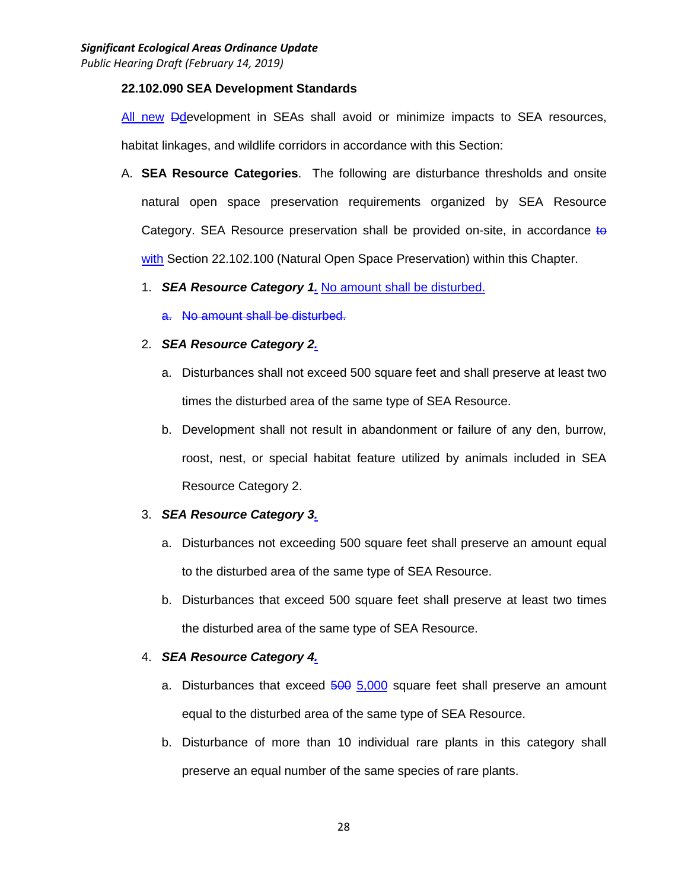### 22.102.090 SEA Development Standards

All new ~~D~~development in SEAs shall avoid or minimize impacts to SEA resources, habitat linkages, and wildlife corridors in accordance with this Section:

A. **SEA Resource Categories**. The following are disturbance thresholds and onsite natural open space preservation requirements organized by SEA Resource Category. SEA Resource preservation shall be provided on-site, in accordance ~~to~~ with Section 22.102.100 (Natural Open Space Preservation) within this Chapter.

1. ***SEA Resource Category 1.*** No amount shall be disturbed.

   ~~a. No amount shall be disturbed.~~

2. ***SEA Resource Category 2.***

   a. Disturbances shall not exceed 500 square feet and shall preserve at least two times the disturbed area of the same type of SEA Resource.

   b. Development shall not result in abandonment or failure of any den, burrow, roost, nest, or special habitat feature utilized by animals included in SEA Resource Category 2.

3. ***SEA Resource Category 3.***

   a. Disturbances not exceeding 500 square feet shall preserve an amount equal to the disturbed area of the same type of SEA Resource.

   b. Disturbances that exceed 500 square feet shall preserve at least two times the disturbed area of the same type of SEA Resource.

4. ***SEA Resource Category 4.***

   a. Disturbances that exceed ~~500~~ 5,000 square feet shall preserve an amount equal to the disturbed area of the same type of SEA Resource.

   b. Disturbance of more than 10 individual rare plants in this category shall preserve an equal number of the same species of rare plants.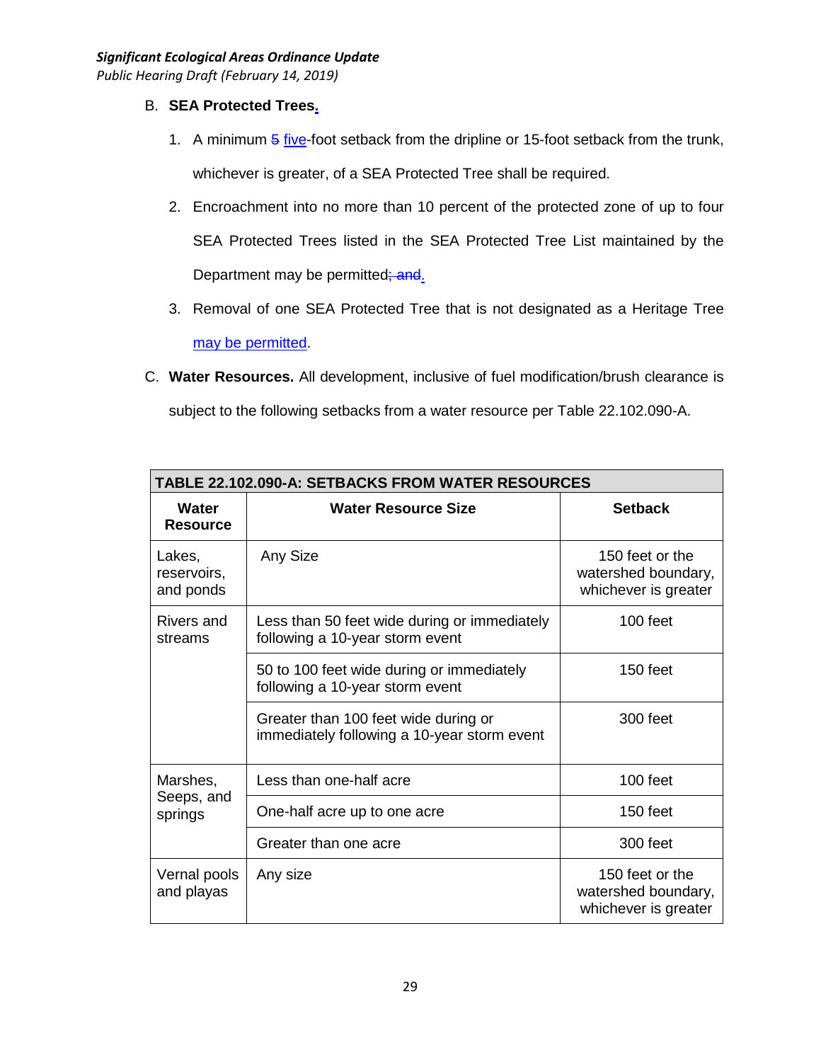B. **SEA Protected Trees.**

1. A minimum ~~5~~ five-foot setback from the dripline or 15-foot setback from the trunk, whichever is greater, of a SEA Protected Tree shall be required.
2. Encroachment into no more than 10 percent of the protected zone of up to four SEA Protected Trees listed in the SEA Protected Tree List maintained by the Department may be permitted~~; and~~.
3. Removal of one SEA Protected Tree that is not designated as a Heritage Tree may be permitted.

C. **Water Resources.** All development, inclusive of fuel modification/brush clearance is subject to the following setbacks from a water resource per Table 22.102.090-A.

**TABLE 22.102.090-A: SETBACKS FROM WATER RESOURCES**

| Water Resource | Water Resource Size | Setback |
|---|---|---|
| Lakes, reservoirs, and ponds | Any Size | 150 feet or the watershed boundary, whichever is greater |
| Rivers and streams | Less than 50 feet wide during or immediately following a 10-year storm event | 100 feet |
| | 50 to 100 feet wide during or immediately following a 10-year storm event | 150 feet |
| | Greater than 100 feet wide during or immediately following a 10-year storm event | 300 feet |
| Marshes, Seeps, and springs | Less than one-half acre | 100 feet |
| | One-half acre up to one acre | 150 feet |
| | Greater than one acre | 300 feet |
| Vernal pools and playas | Any size | 150 feet or the watershed boundary, whichever is greater |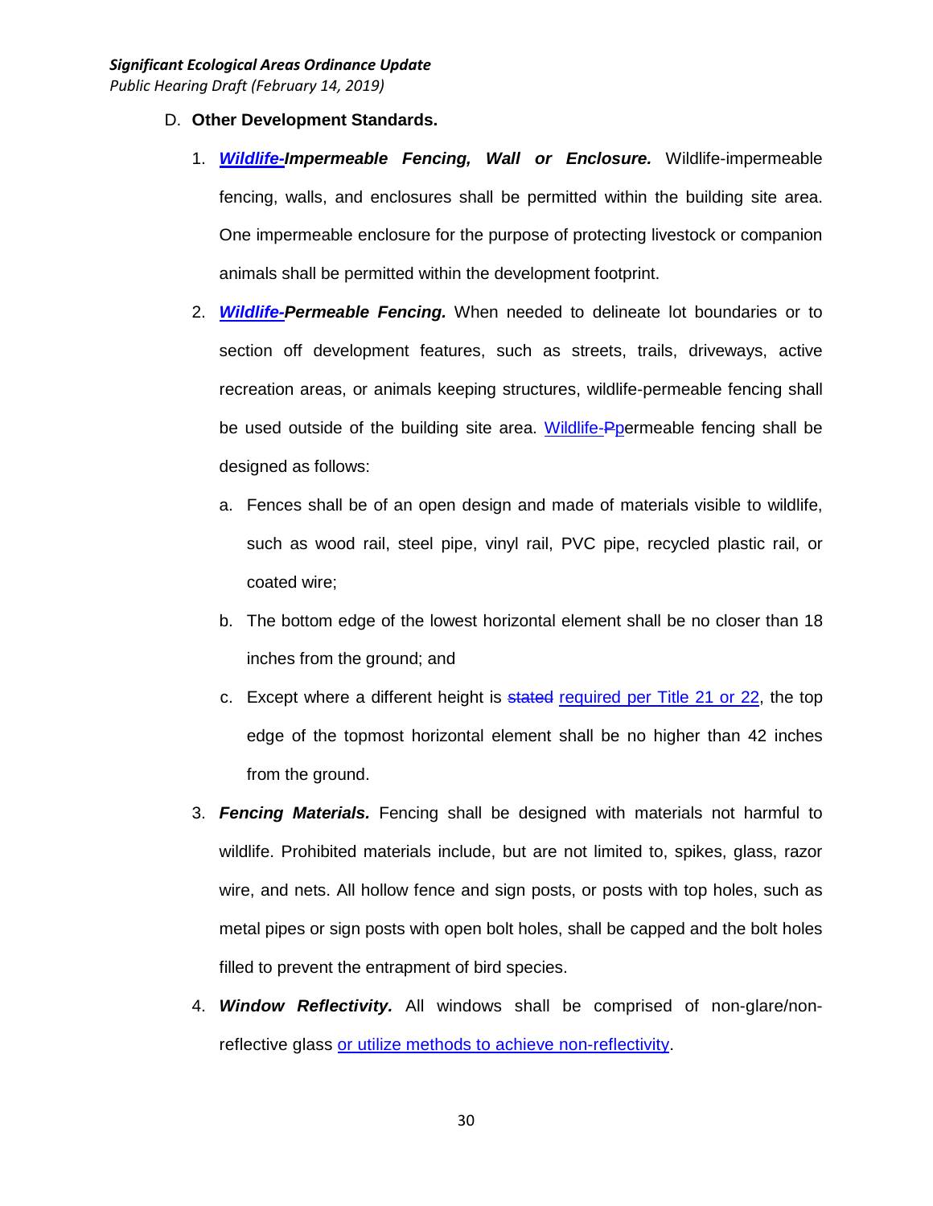D. **Other Development Standards.**

1. ***Wildlife-Impermeable Fencing, Wall or Enclosure.*** Wildlife-impermeable fencing, walls, and enclosures shall be permitted within the building site area. One impermeable enclosure for the purpose of protecting livestock or companion animals shall be permitted within the development footprint.

2. ***Wildlife-Permeable Fencing.*** When needed to delineate lot boundaries or to section off development features, such as streets, trails, driveways, active recreation areas, or animals keeping structures, wildlife-permeable fencing shall be used outside of the building site area. Wildlife-~~P~~permeable fencing shall be designed as follows:

   a. Fences shall be of an open design and made of materials visible to wildlife, such as wood rail, steel pipe, vinyl rail, PVC pipe, recycled plastic rail, or coated wire;

   b. The bottom edge of the lowest horizontal element shall be no closer than 18 inches from the ground; and

   c. Except where a different height is ~~stated~~ required per Title 21 or 22, the top edge of the topmost horizontal element shall be no higher than 42 inches from the ground.

3. ***Fencing Materials.*** Fencing shall be designed with materials not harmful to wildlife. Prohibited materials include, but are not limited to, spikes, glass, razor wire, and nets. All hollow fence and sign posts, or posts with top holes, such as metal pipes or sign posts with open bolt holes, shall be capped and the bolt holes filled to prevent the entrapment of bird species.

4. ***Window Reflectivity.*** All windows shall be comprised of non-glare/non-reflective glass or utilize methods to achieve non-reflectivity.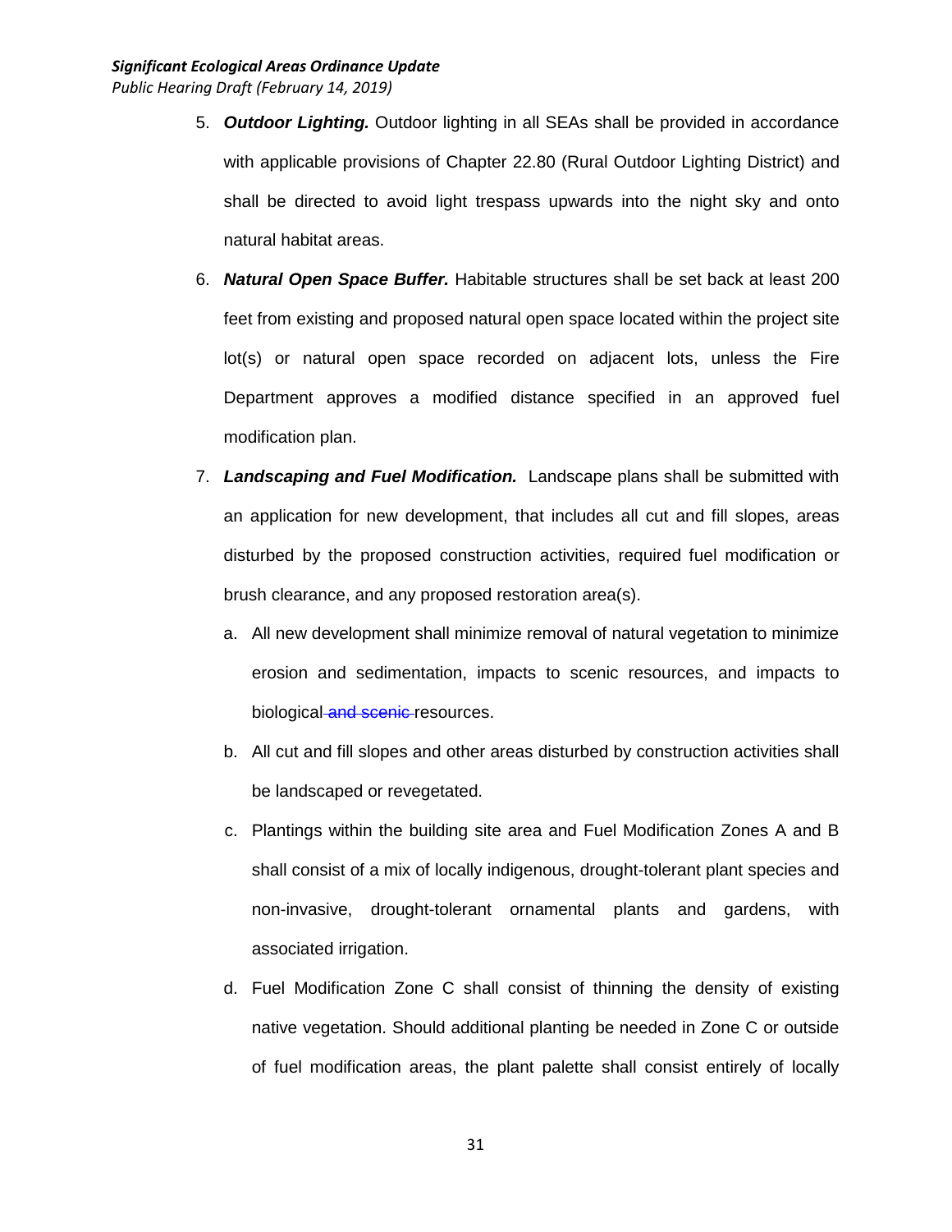5. ***Outdoor Lighting.*** Outdoor lighting in all SEAs shall be provided in accordance with applicable provisions of Chapter 22.80 (Rural Outdoor Lighting District) and shall be directed to avoid light trespass upwards into the night sky and onto natural habitat areas.

6. ***Natural Open Space Buffer.*** Habitable structures shall be set back at least 200 feet from existing and proposed natural open space located within the project site lot(s) or natural open space recorded on adjacent lots, unless the Fire Department approves a modified distance specified in an approved fuel modification plan.

7. ***Landscaping and Fuel Modification.*** Landscape plans shall be submitted with an application for new development, that includes all cut and fill slopes, areas disturbed by the proposed construction activities, required fuel modification or brush clearance, and any proposed restoration area(s).

   a. All new development shall minimize removal of natural vegetation to minimize erosion and sedimentation, impacts to scenic resources, and impacts to biological ~~and scenic~~ resources.

   b. All cut and fill slopes and other areas disturbed by construction activities shall be landscaped or revegetated.

   c. Plantings within the building site area and Fuel Modification Zones A and B shall consist of a mix of locally indigenous, drought-tolerant plant species and non-invasive, drought-tolerant ornamental plants and gardens, with associated irrigation.

   d. Fuel Modification Zone C shall consist of thinning the density of existing native vegetation. Should additional planting be needed in Zone C or outside of fuel modification areas, the plant palette shall consist entirely of locally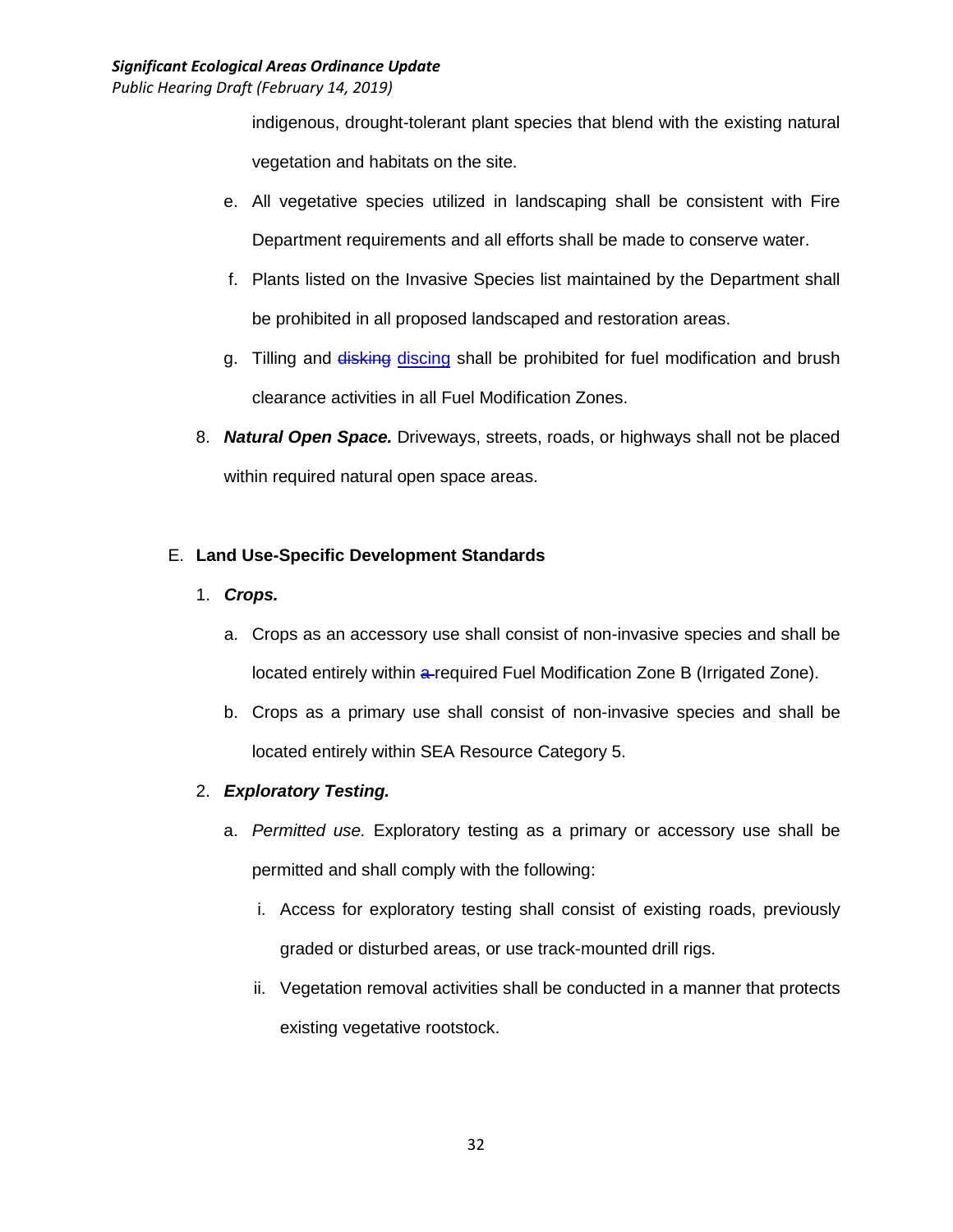indigenous, drought-tolerant plant species that blend with the existing natural vegetation and habitats on the site.

e. All vegetative species utilized in landscaping shall be consistent with Fire Department requirements and all efforts shall be made to conserve water.

f. Plants listed on the Invasive Species list maintained by the Department shall be prohibited in all proposed landscaped and restoration areas.

g. Tilling and ~~disking~~ <u>discing</u> shall be prohibited for fuel modification and brush clearance activities in all Fuel Modification Zones.

8. ***Natural Open Space.*** Driveways, streets, roads, or highways shall not be placed within required natural open space areas.

E. **Land Use-Specific Development Standards**

1. ***Crops.***

   a. Crops as an accessory use shall consist of non-invasive species and shall be located entirely within ~~a~~ required Fuel Modification Zone B (Irrigated Zone).

   b. Crops as a primary use shall consist of non-invasive species and shall be located entirely within SEA Resource Category 5.

2. ***Exploratory Testing.***

   a. *Permitted use.* Exploratory testing as a primary or accessory use shall be permitted and shall comply with the following:

      i. Access for exploratory testing shall consist of existing roads, previously graded or disturbed areas, or use track-mounted drill rigs.

      ii. Vegetation removal activities shall be conducted in a manner that protects existing vegetative rootstock.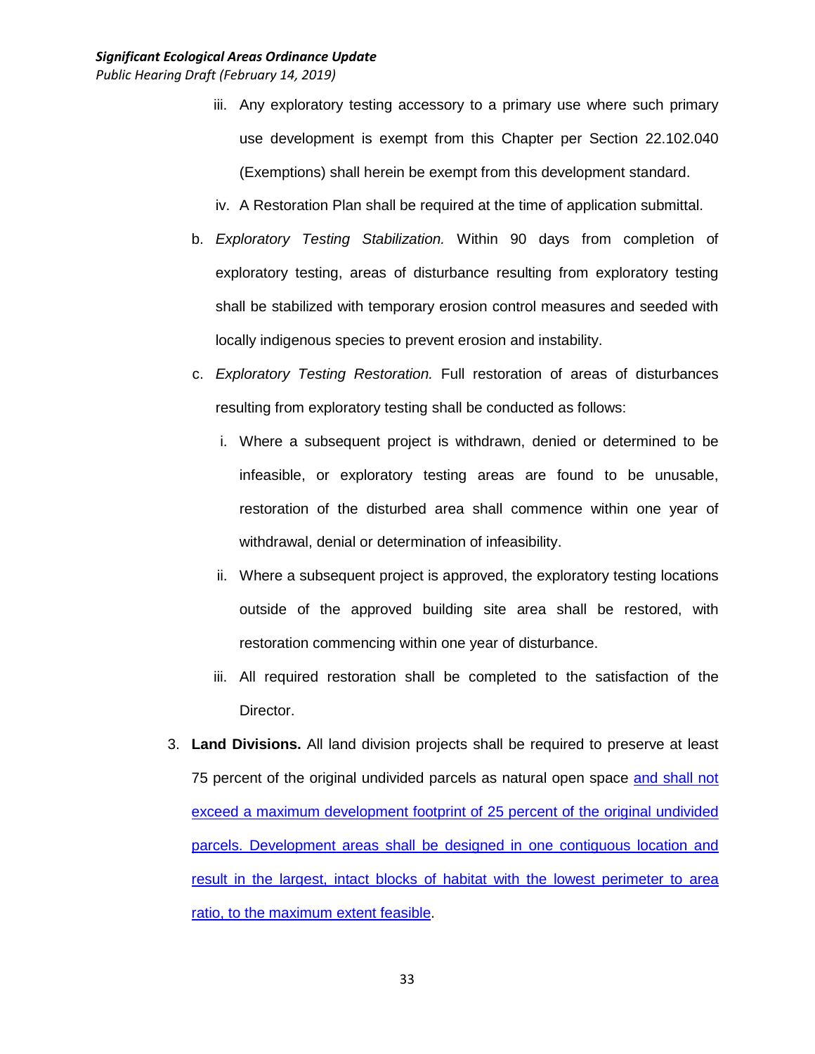iii. Any exploratory testing accessory to a primary use where such primary use development is exempt from this Chapter per Section 22.102.040 (Exemptions) shall herein be exempt from this development standard.

iv. A Restoration Plan shall be required at the time of application submittal.

b. *Exploratory Testing Stabilization.* Within 90 days from completion of exploratory testing, areas of disturbance resulting from exploratory testing shall be stabilized with temporary erosion control measures and seeded with locally indigenous species to prevent erosion and instability.

c. *Exploratory Testing Restoration.* Full restoration of areas of disturbances resulting from exploratory testing shall be conducted as follows:

i. Where a subsequent project is withdrawn, denied or determined to be infeasible, or exploratory testing areas are found to be unusable, restoration of the disturbed area shall commence within one year of withdrawal, denial or determination of infeasibility.

ii. Where a subsequent project is approved, the exploratory testing locations outside of the approved building site area shall be restored, with restoration commencing within one year of disturbance.

iii. All required restoration shall be completed to the satisfaction of the Director.

3. **Land Divisions.** All land division projects shall be required to preserve at least 75 percent of the original undivided parcels as natural open space and shall not exceed a maximum development footprint of 25 percent of the original undivided parcels. Development areas shall be designed in one contiguous location and result in the largest, intact blocks of habitat with the lowest perimeter to area ratio, to the maximum extent feasible.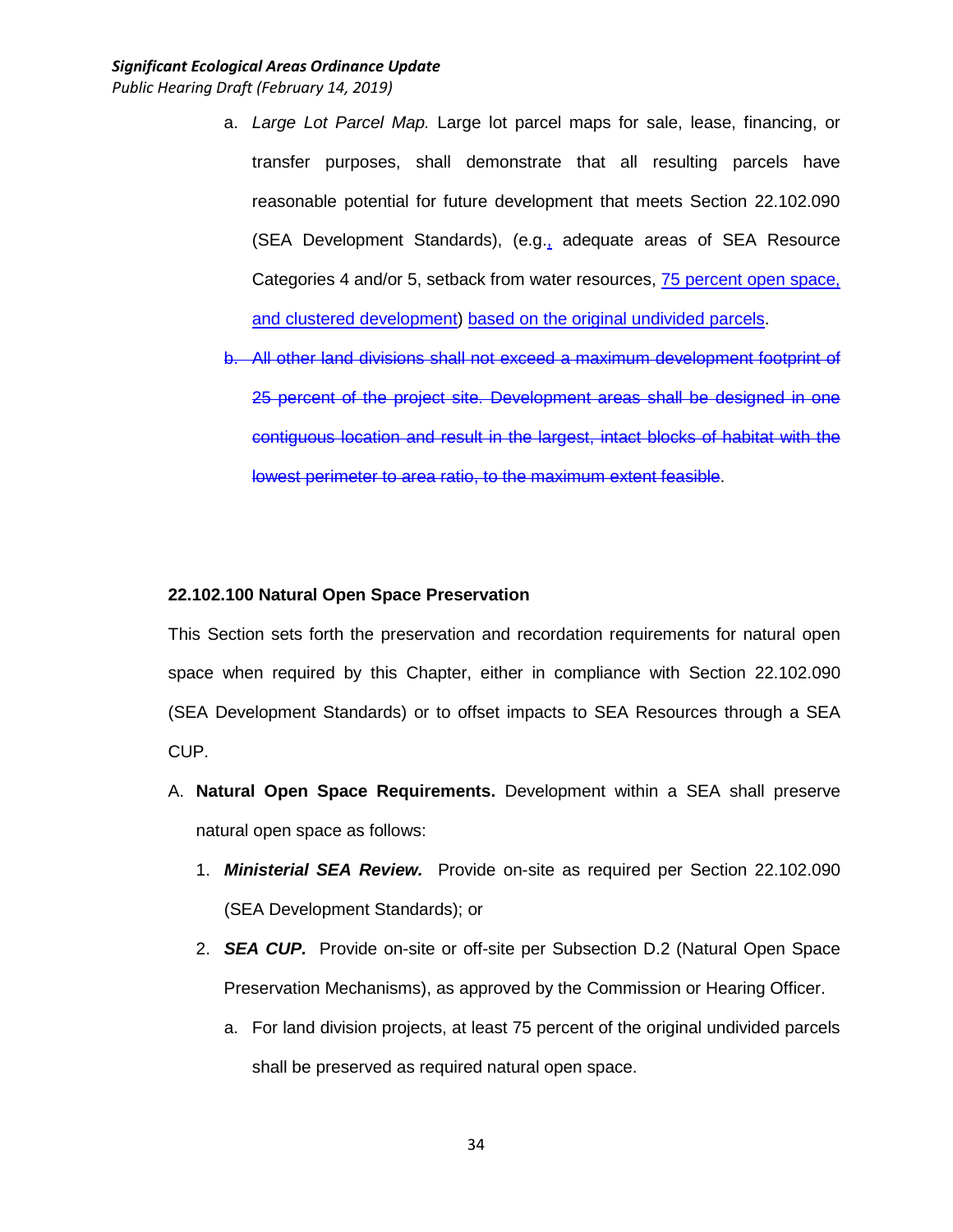a. *Large Lot Parcel Map.* Large lot parcel maps for sale, lease, financing, or transfer purposes, shall demonstrate that all resulting parcels have reasonable potential for future development that meets Section 22.102.090 (SEA Development Standards), (e.g., adequate areas of SEA Resource Categories 4 and/or 5, setback from water resources, 75 percent open space, and clustered development) based on the original undivided parcels.

~~b. All other land divisions shall not exceed a maximum development footprint of 25 percent of the project site. Development areas shall be designed in one contiguous location and result in the largest, intact blocks of habitat with the lowest perimeter to area ratio, to the maximum extent feasible.~~

**22.102.100 Natural Open Space Preservation**

This Section sets forth the preservation and recordation requirements for natural open space when required by this Chapter, either in compliance with Section 22.102.090 (SEA Development Standards) or to offset impacts to SEA Resources through a SEA CUP.

A. **Natural Open Space Requirements.** Development within a SEA shall preserve natural open space as follows:

1. ***Ministerial SEA Review.*** Provide on-site as required per Section 22.102.090 (SEA Development Standards); or

2. ***SEA CUP.*** Provide on-site or off-site per Subsection D.2 (Natural Open Space Preservation Mechanisms), as approved by the Commission or Hearing Officer.

   a. For land division projects, at least 75 percent of the original undivided parcels shall be preserved as required natural open space.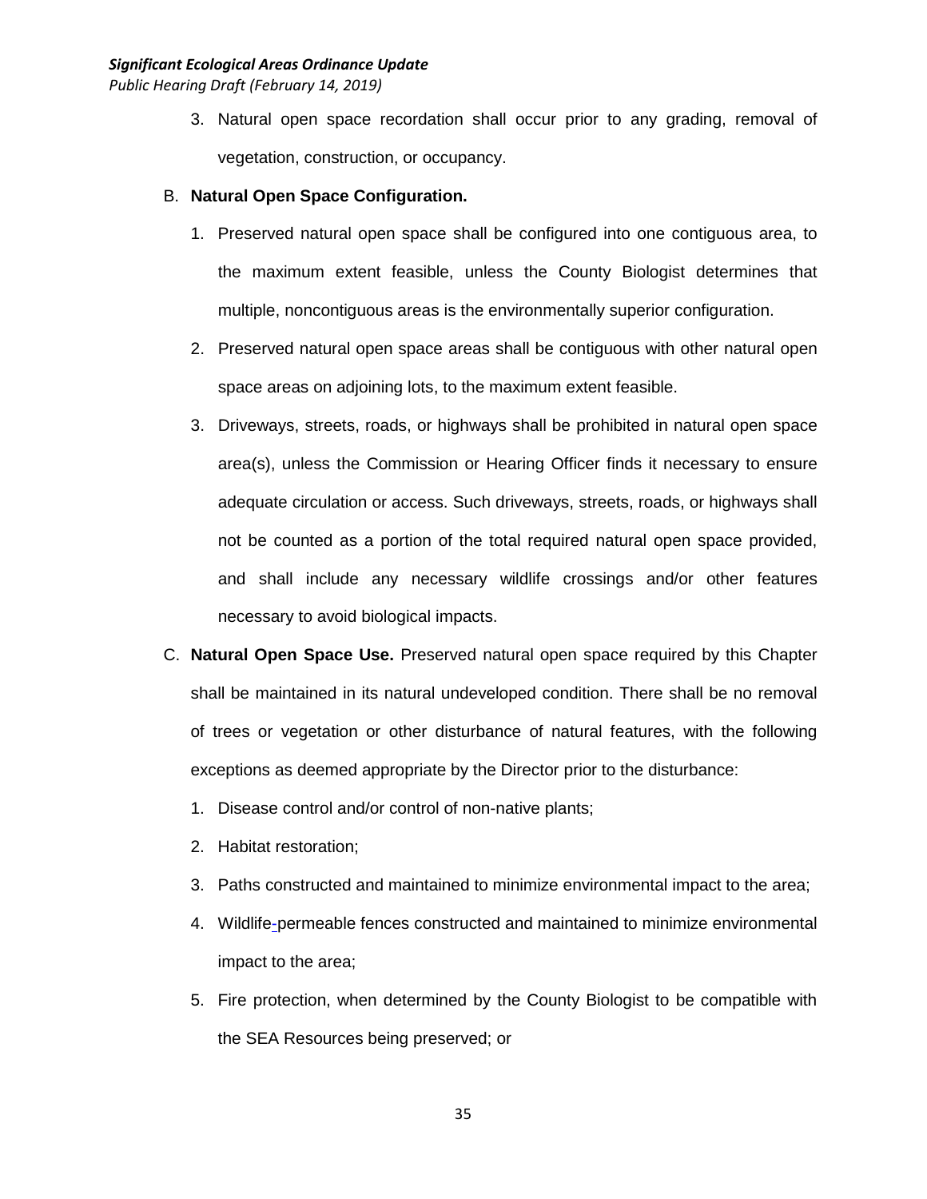3. Natural open space recordation shall occur prior to any grading, removal of vegetation, construction, or occupancy.

B. **Natural Open Space Configuration.**

1. Preserved natural open space shall be configured into one contiguous area, to the maximum extent feasible, unless the County Biologist determines that multiple, noncontiguous areas is the environmentally superior configuration.
2. Preserved natural open space areas shall be contiguous with other natural open space areas on adjoining lots, to the maximum extent feasible.
3. Driveways, streets, roads, or highways shall be prohibited in natural open space area(s), unless the Commission or Hearing Officer finds it necessary to ensure adequate circulation or access. Such driveways, streets, roads, or highways shall not be counted as a portion of the total required natural open space provided, and shall include any necessary wildlife crossings and/or other features necessary to avoid biological impacts.

C. **Natural Open Space Use.** Preserved natural open space required by this Chapter shall be maintained in its natural undeveloped condition. There shall be no removal of trees or vegetation or other disturbance of natural features, with the following exceptions as deemed appropriate by the Director prior to the disturbance:

1. Disease control and/or control of non-native plants;
2. Habitat restoration;
3. Paths constructed and maintained to minimize environmental impact to the area;
4. Wildlife-permeable fences constructed and maintained to minimize environmental impact to the area;
5. Fire protection, when determined by the County Biologist to be compatible with the SEA Resources being preserved; or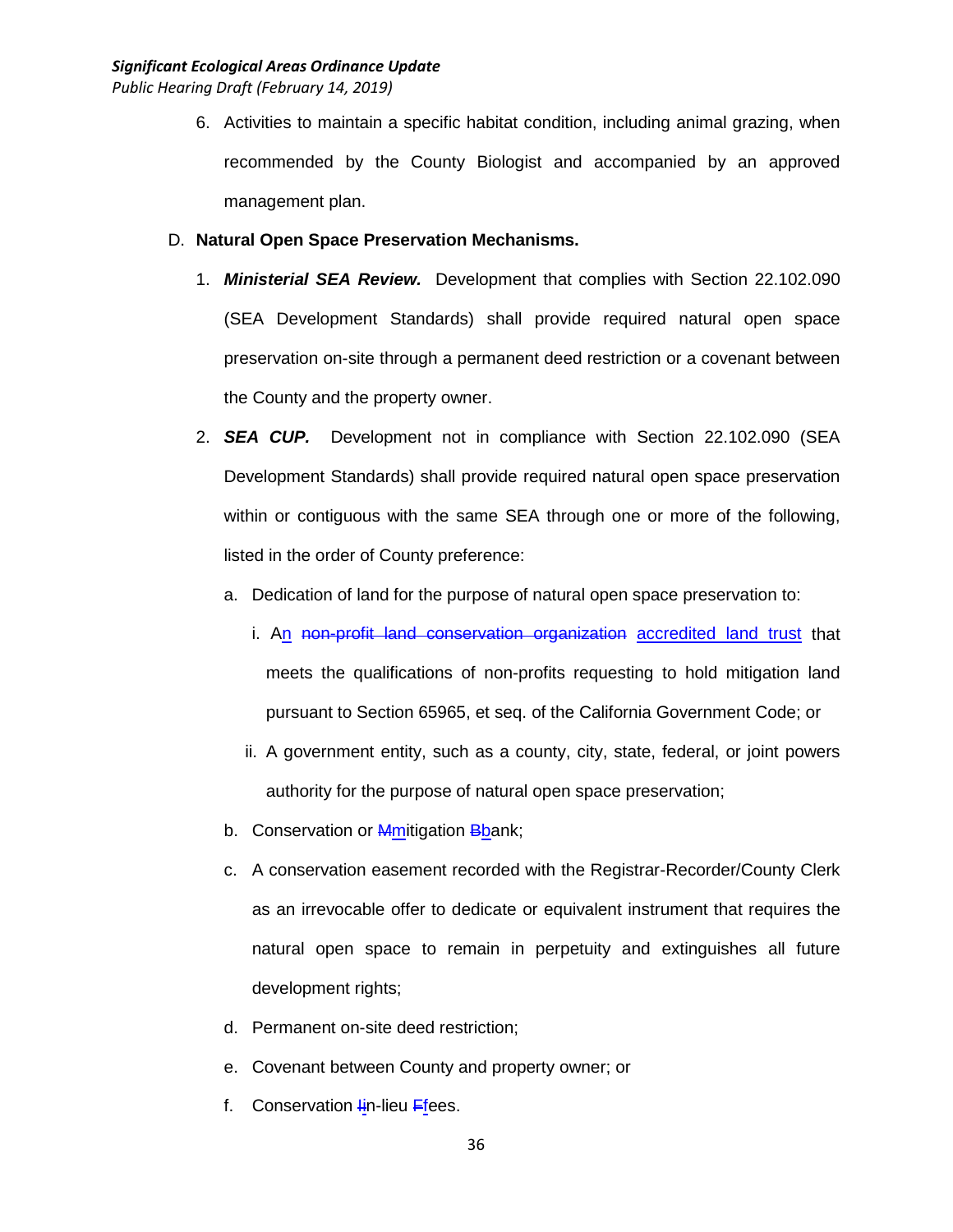6. Activities to maintain a specific habitat condition, including animal grazing, when recommended by the County Biologist and accompanied by an approved management plan.

D. **Natural Open Space Preservation Mechanisms.**

1. ***Ministerial SEA Review.*** Development that complies with Section 22.102.090 (SEA Development Standards) shall provide required natural open space preservation on-site through a permanent deed restriction or a covenant between the County and the property owner.

2. ***SEA CUP.*** Development not in compliance with Section 22.102.090 (SEA Development Standards) shall provide required natural open space preservation within or contiguous with the same SEA through one or more of the following, listed in the order of County preference:

   a. Dedication of land for the purpose of natural open space preservation to:

      i. An ~~non-profit land conservation organization~~ accredited land trust that meets the qualifications of non-profits requesting to hold mitigation land pursuant to Section 65965, et seq. of the California Government Code; or

      ii. A government entity, such as a county, city, state, federal, or joint powers authority for the purpose of natural open space preservation;

   b. Conservation or ~~M~~mitigation ~~B~~bank;

   c. A conservation easement recorded with the Registrar-Recorder/County Clerk as an irrevocable offer to dedicate or equivalent instrument that requires the natural open space to remain in perpetuity and extinguishes all future development rights;

   d. Permanent on-site deed restriction;

   e. Covenant between County and property owner; or

   f. Conservation ~~I~~in-lieu ~~F~~fees.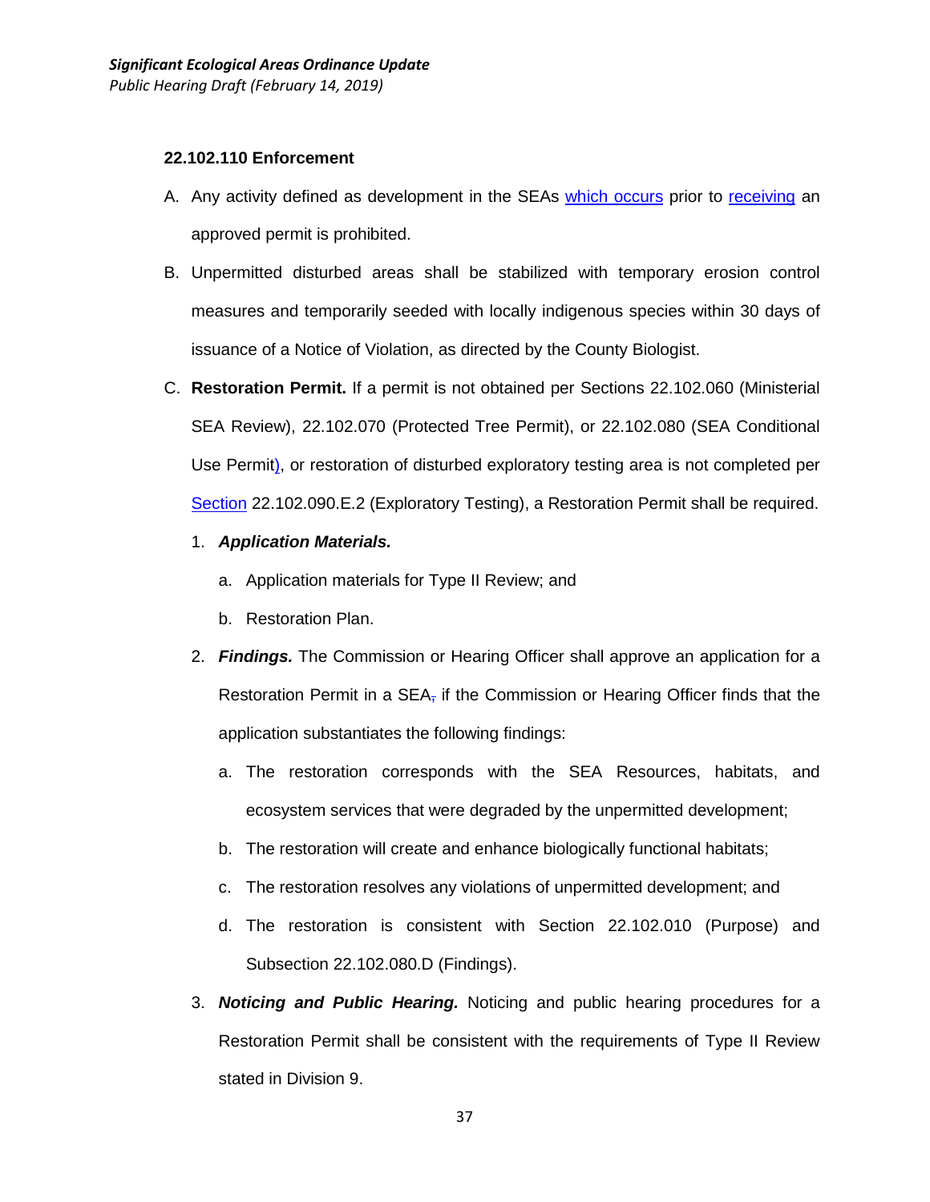**22.102.110 Enforcement**

A. Any activity defined as development in the SEAs which occurs prior to receiving an approved permit is prohibited.

B. Unpermitted disturbed areas shall be stabilized with temporary erosion control measures and temporarily seeded with locally indigenous species within 30 days of issuance of a Notice of Violation, as directed by the County Biologist.

C. **Restoration Permit.** If a permit is not obtained per Sections 22.102.060 (Ministerial SEA Review), 22.102.070 (Protected Tree Permit), or 22.102.080 (SEA Conditional Use Permit), or restoration of disturbed exploratory testing area is not completed per Section 22.102.090.E.2 (Exploratory Testing), a Restoration Permit shall be required.

   1. ***Application Materials.***

      a. Application materials for Type II Review; and

      b. Restoration Plan.

   2. ***Findings.*** The Commission or Hearing Officer shall approve an application for a Restoration Permit in a SEA, if the Commission or Hearing Officer finds that the application substantiates the following findings:

      a. The restoration corresponds with the SEA Resources, habitats, and ecosystem services that were degraded by the unpermitted development;

      b. The restoration will create and enhance biologically functional habitats;

      c. The restoration resolves any violations of unpermitted development; and

      d. The restoration is consistent with Section 22.102.010 (Purpose) and Subsection 22.102.080.D (Findings).

   3. ***Noticing and Public Hearing.*** Noticing and public hearing procedures for a Restoration Permit shall be consistent with the requirements of Type II Review stated in Division 9.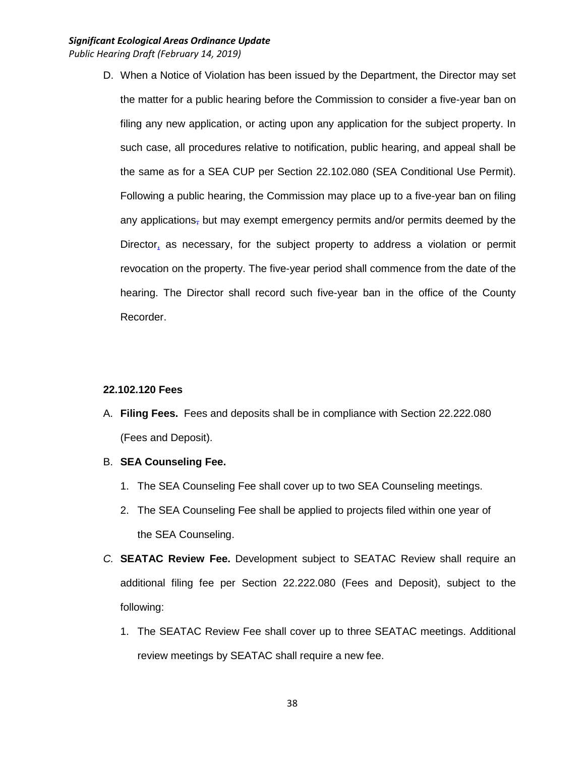D. When a Notice of Violation has been issued by the Department, the Director may set the matter for a public hearing before the Commission to consider a five-year ban on filing any new application, or acting upon any application for the subject property. In such case, all procedures relative to notification, public hearing, and appeal shall be the same as for a SEA CUP per Section 22.102.080 (SEA Conditional Use Permit). Following a public hearing, the Commission may place up to a five-year ban on filing any applications, but may exempt emergency permits and/or permits deemed by the Director, as necessary, for the subject property to address a violation or permit revocation on the property. The five-year period shall commence from the date of the hearing. The Director shall record such five-year ban in the office of the County Recorder.

**22.102.120 Fees**

A. **Filing Fees.** Fees and deposits shall be in compliance with Section 22.222.080 (Fees and Deposit).

B. **SEA Counseling Fee.**

1. The SEA Counseling Fee shall cover up to two SEA Counseling meetings.
2. The SEA Counseling Fee shall be applied to projects filed within one year of the SEA Counseling.

*C.* **SEATAC Review Fee.** Development subject to SEATAC Review shall require an additional filing fee per Section 22.222.080 (Fees and Deposit), subject to the following:

1. The SEATAC Review Fee shall cover up to three SEATAC meetings. Additional review meetings by SEATAC shall require a new fee.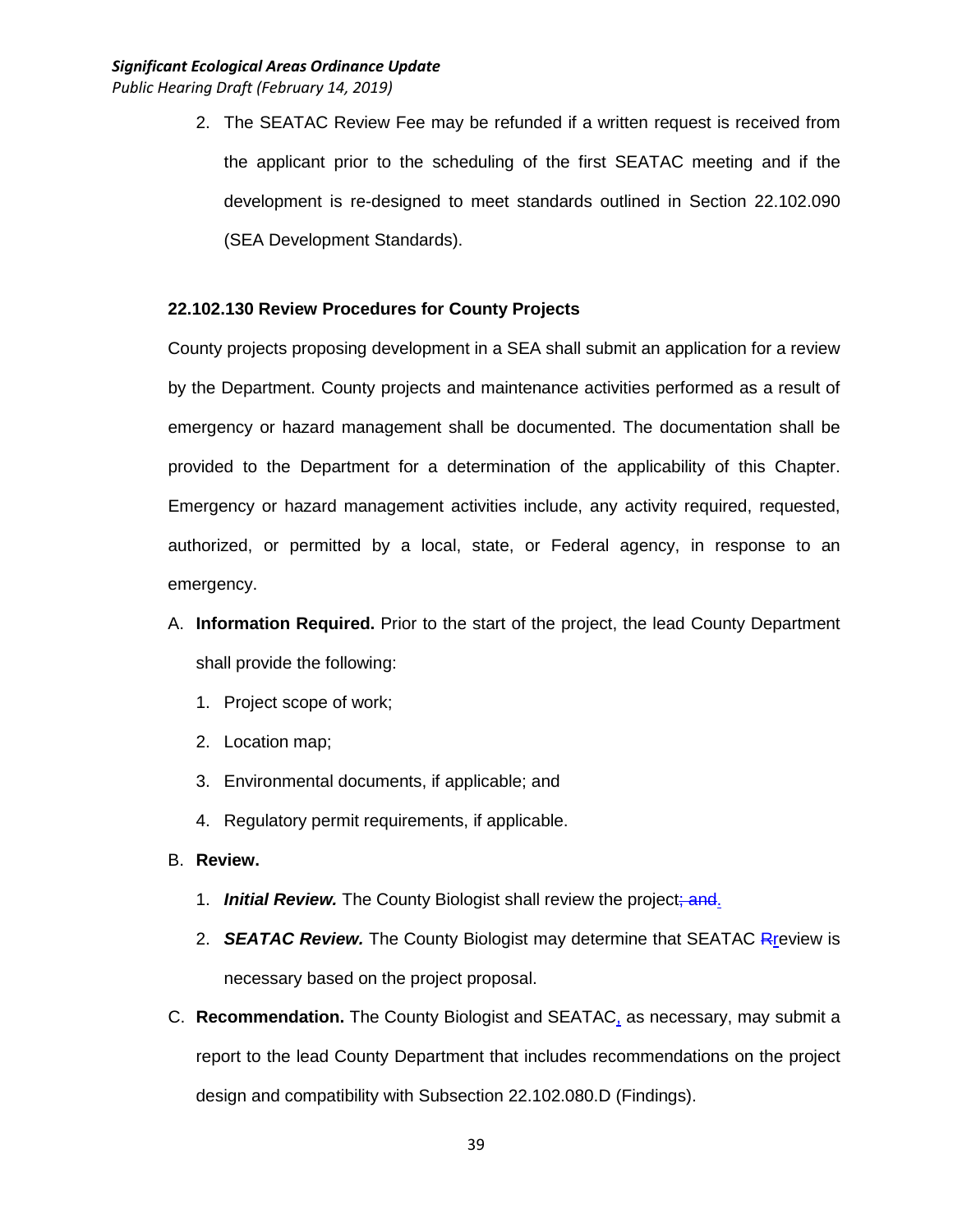2. The SEATAC Review Fee may be refunded if a written request is received from the applicant prior to the scheduling of the first SEATAC meeting and if the development is re-designed to meet standards outlined in Section 22.102.090 (SEA Development Standards).

**22.102.130 Review Procedures for County Projects**

County projects proposing development in a SEA shall submit an application for a review by the Department. County projects and maintenance activities performed as a result of emergency or hazard management shall be documented. The documentation shall be provided to the Department for a determination of the applicability of this Chapter. Emergency or hazard management activities include, any activity required, requested, authorized, or permitted by a local, state, or Federal agency, in response to an emergency.

A. **Information Required.** Prior to the start of the project, the lead County Department shall provide the following:

   1. Project scope of work;
   2. Location map;
   3. Environmental documents, if applicable; and
   4. Regulatory permit requirements, if applicable.

B. **Review.**

   1. ***Initial Review.*** The County Biologist shall review the project~~; and~~.
   2. ***SEATAC Review.*** The County Biologist may determine that SEATAC ~~R~~review is necessary based on the project proposal.

C. **Recommendation.** The County Biologist and SEATAC, as necessary, may submit a report to the lead County Department that includes recommendations on the project design and compatibility with Subsection 22.102.080.D (Findings).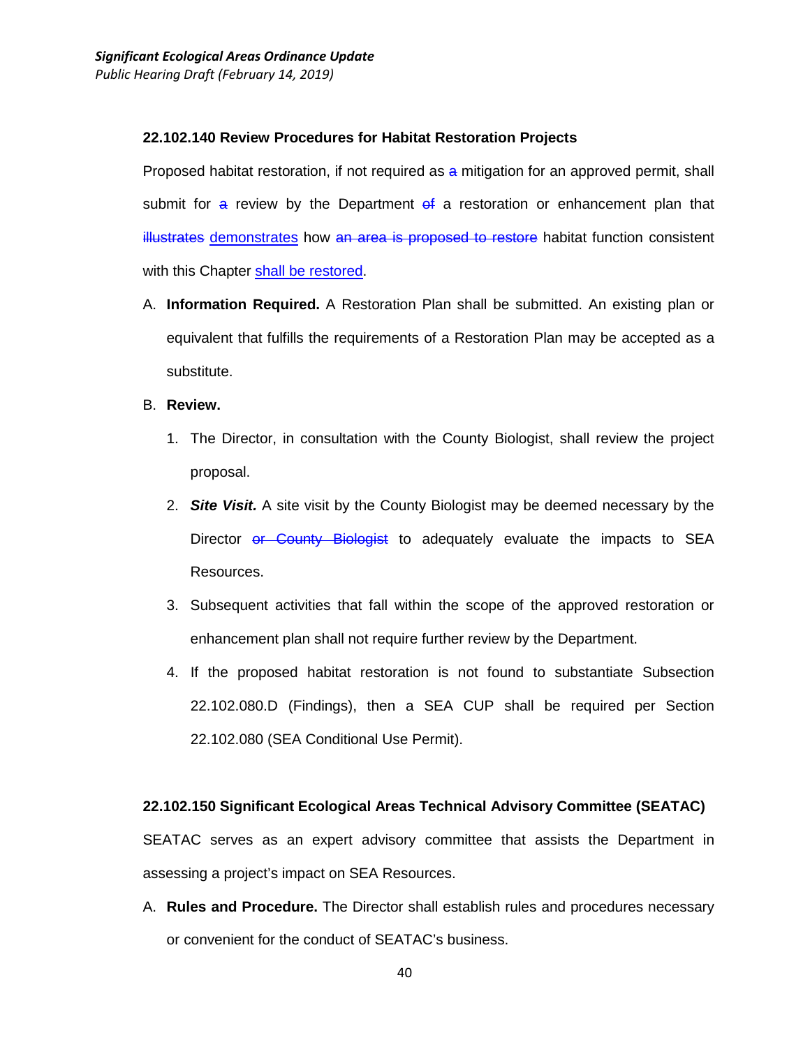### 22.102.140 Review Procedures for Habitat Restoration Projects

Proposed habitat restoration, if not required as ~~a~~ mitigation for an approved permit, shall submit for ~~a~~ review by the Department ~~of~~ a restoration or enhancement plan that ~~illustrates~~ <u>demonstrates</u> how ~~an area is proposed to restore~~ habitat function consistent with this Chapter <u>shall be restored</u>.

A. **Information Required.** A Restoration Plan shall be submitted. An existing plan or equivalent that fulfills the requirements of a Restoration Plan may be accepted as a substitute.

B. **Review.**

1. The Director, in consultation with the County Biologist, shall review the project proposal.
2. ***Site Visit.*** A site visit by the County Biologist may be deemed necessary by the Director ~~or County Biologist~~ to adequately evaluate the impacts to SEA Resources.
3. Subsequent activities that fall within the scope of the approved restoration or enhancement plan shall not require further review by the Department.
4. If the proposed habitat restoration is not found to substantiate Subsection 22.102.080.D (Findings), then a SEA CUP shall be required per Section 22.102.080 (SEA Conditional Use Permit).

### 22.102.150 Significant Ecological Areas Technical Advisory Committee (SEATAC)

SEATAC serves as an expert advisory committee that assists the Department in assessing a project's impact on SEA Resources.

A. **Rules and Procedure.** The Director shall establish rules and procedures necessary or convenient for the conduct of SEATAC's business.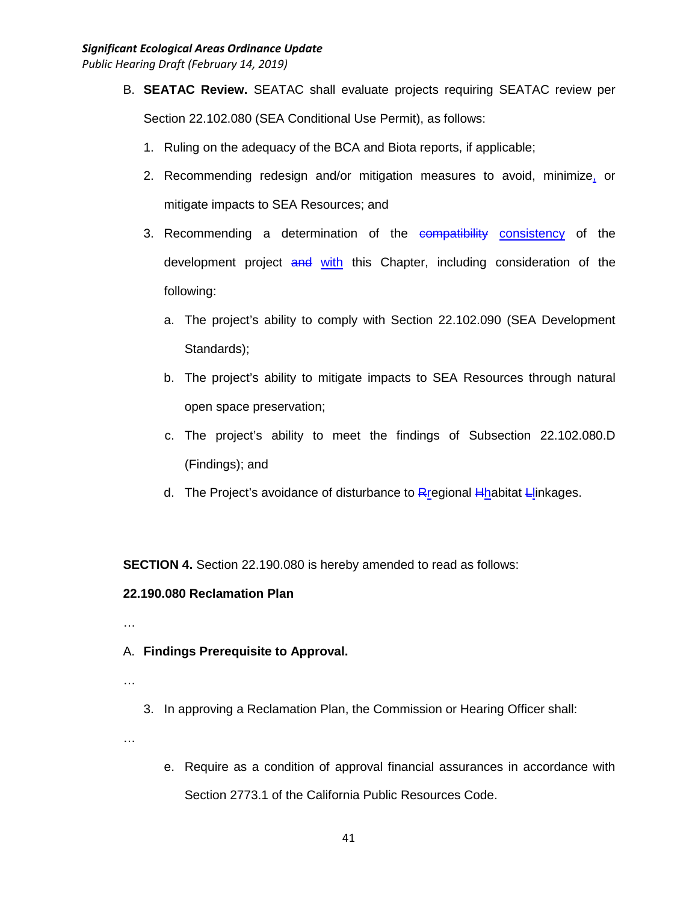B. **SEATAC Review.** SEATAC shall evaluate projects requiring SEATAC review per Section 22.102.080 (SEA Conditional Use Permit), as follows:

1. Ruling on the adequacy of the BCA and Biota reports, if applicable;
2. Recommending redesign and/or mitigation measures to avoid, minimize, or mitigate impacts to SEA Resources; and
3. Recommending a determination of the ~~compatibility~~ consistency of the development project ~~and~~ with this Chapter, including consideration of the following:
    a. The project's ability to comply with Section 22.102.090 (SEA Development Standards);
    b. The project's ability to mitigate impacts to SEA Resources through natural open space preservation;
    c. The project's ability to meet the findings of Subsection 22.102.080.D (Findings); and
    d. The Project's avoidance of disturbance to ~~R~~regional ~~H~~habitat ~~L~~linkages.

**SECTION 4.** Section 22.190.080 is hereby amended to read as follows:

**22.190.080 Reclamation Plan**

…

A. **Findings Prerequisite to Approval.**

…

3. In approving a Reclamation Plan, the Commission or Hearing Officer shall:

…

    e. Require as a condition of approval financial assurances in accordance with Section 2773.1 of the California Public Resources Code.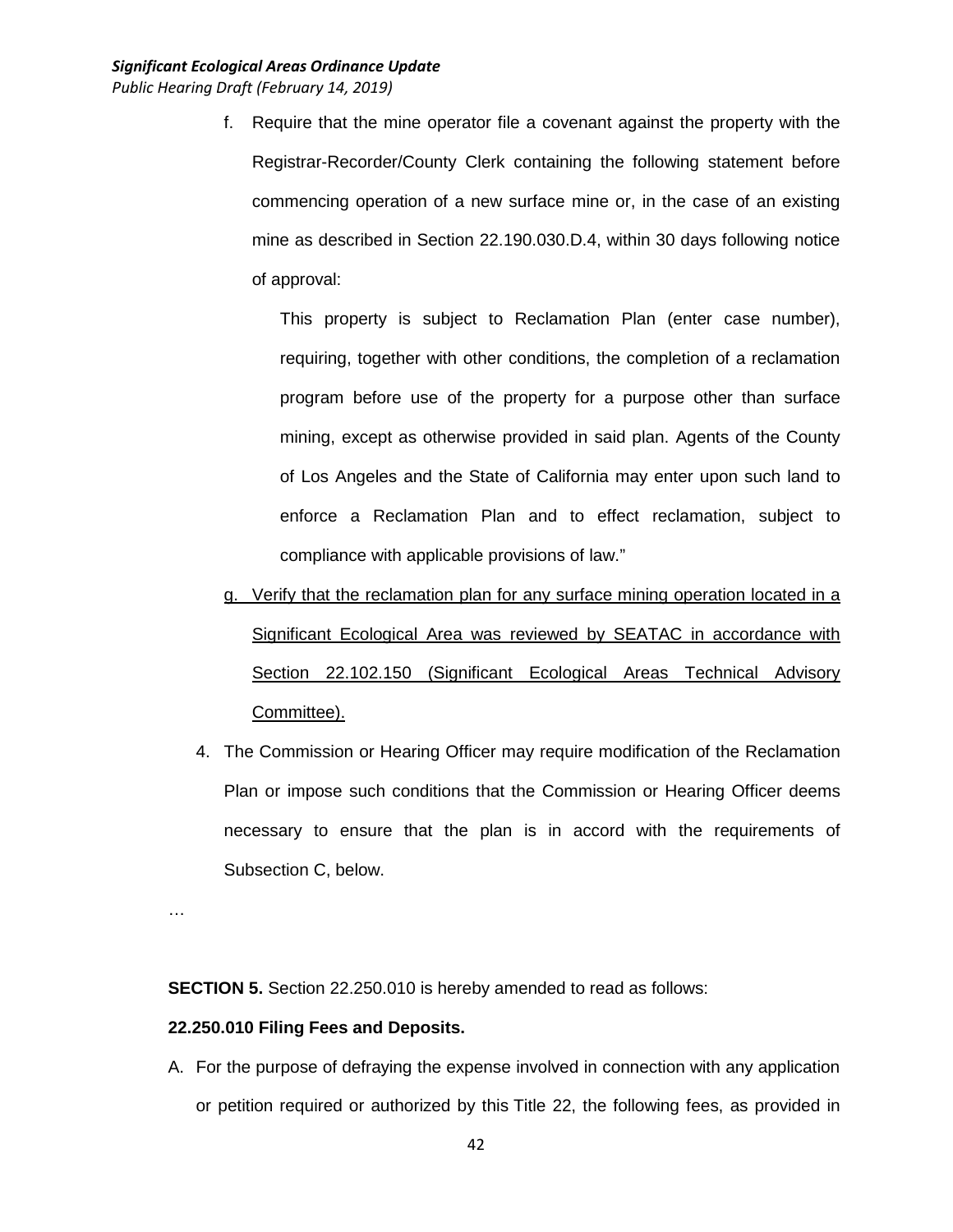f. Require that the mine operator file a covenant against the property with the Registrar-Recorder/County Clerk containing the following statement before commencing operation of a new surface mine or, in the case of an existing mine as described in Section 22.190.030.D.4, within 30 days following notice of approval:

   This property is subject to Reclamation Plan (enter case number), requiring, together with other conditions, the completion of a reclamation program before use of the property for a purpose other than surface mining, except as otherwise provided in said plan. Agents of the County of Los Angeles and the State of California may enter upon such land to enforce a Reclamation Plan and to effect reclamation, subject to compliance with applicable provisions of law."

g. Verify that the reclamation plan for any surface mining operation located in a Significant Ecological Area was reviewed by SEATAC in accordance with Section 22.102.150 (Significant Ecological Areas Technical Advisory Committee).

4. The Commission or Hearing Officer may require modification of the Reclamation Plan or impose such conditions that the Commission or Hearing Officer deems necessary to ensure that the plan is in accord with the requirements of Subsection C, below.

…

**SECTION 5.** Section 22.250.010 is hereby amended to read as follows:

**22.250.010 Filing Fees and Deposits.**

A. For the purpose of defraying the expense involved in connection with any application or petition required or authorized by this Title 22, the following fees, as provided in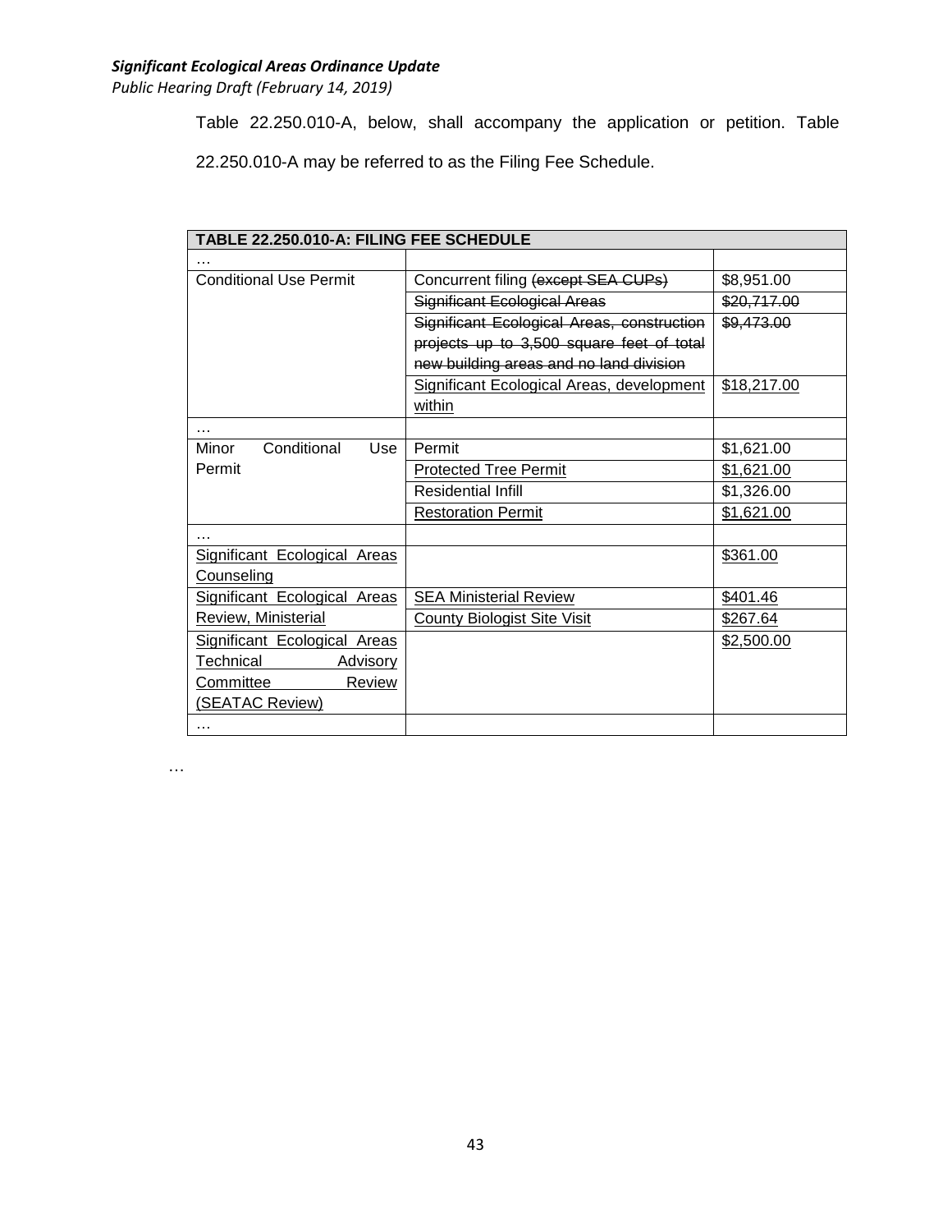Table 22.250.010-A, below, shall accompany the application or petition. Table 22.250.010-A may be referred to as the Filing Fee Schedule.

| TABLE 22.250.010-A: FILING FEE SCHEDULE | | |
|---|---|---|
| … | | |
| Conditional Use Permit | Concurrent filing ~~(except SEA CUPs)~~ | $8,951.00 |
| | ~~Significant Ecological Areas~~ | ~~$20,717.00~~ |
| | ~~Significant Ecological Areas, construction projects up to 3,500 square feet of total new building areas and no land division~~ | ~~$9,473.00~~ |
| | <u>Significant Ecological Areas, development within</u> | <u>$18,217.00</u> |
| … | | |
| Minor Conditional Use Permit | Permit | $1,621.00 |
| | <u>Protected Tree Permit</u> | <u>$1,621.00</u> |
| | Residential Infill | $1,326.00 |
| | <u>Restoration Permit</u> | <u>$1,621.00</u> |
| … | | |
| <u>Significant Ecological Areas Counseling</u> | | <u>$361.00</u> |
| <u>Significant Ecological Areas Review, Ministerial</u> | <u>SEA Ministerial Review</u> | <u>$401.46</u> |
| | <u>County Biologist Site Visit</u> | <u>$267.64</u> |
| <u>Significant Ecological Areas Technical Advisory Committee Review (SEATAC Review)</u> | | <u>$2,500.00</u> |
| … | | |

…